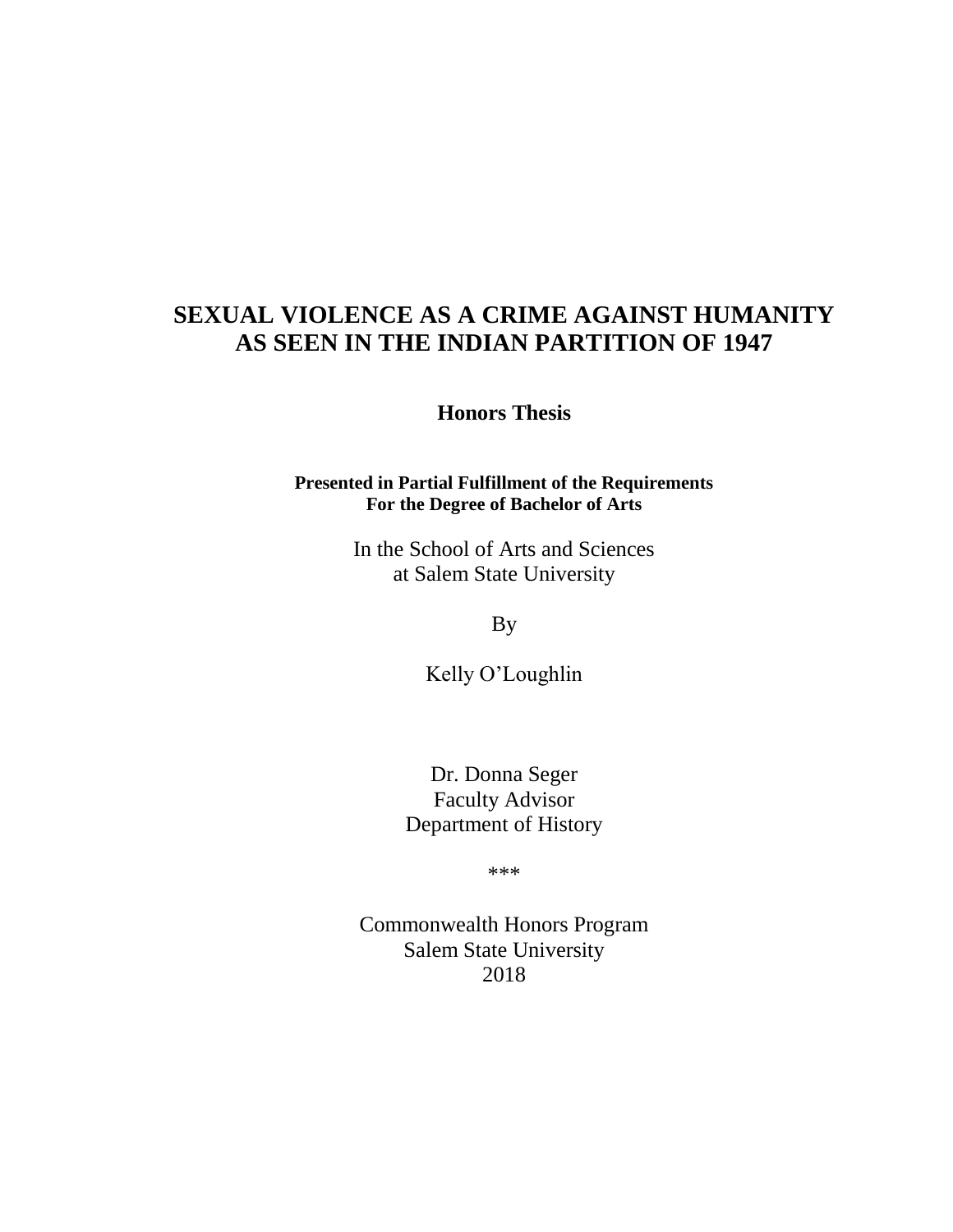# SEXUAL VIOLENCE AS A CRIME AGAINST HUMANITY AS SEEN IN THE INDIAN PARTITION OF 1947

**Honors Thesis**

**Presented in Partial Fulfillment of the Requirements For the Degree of Bachelor of Arts**

In the School of Arts and Sciences at Salem State University

By

Kelly O'Loughlin

Dr. Donna Seger
Faculty Advisor
Department of History

***

Commonwealth Honors Program
Salem State University
2018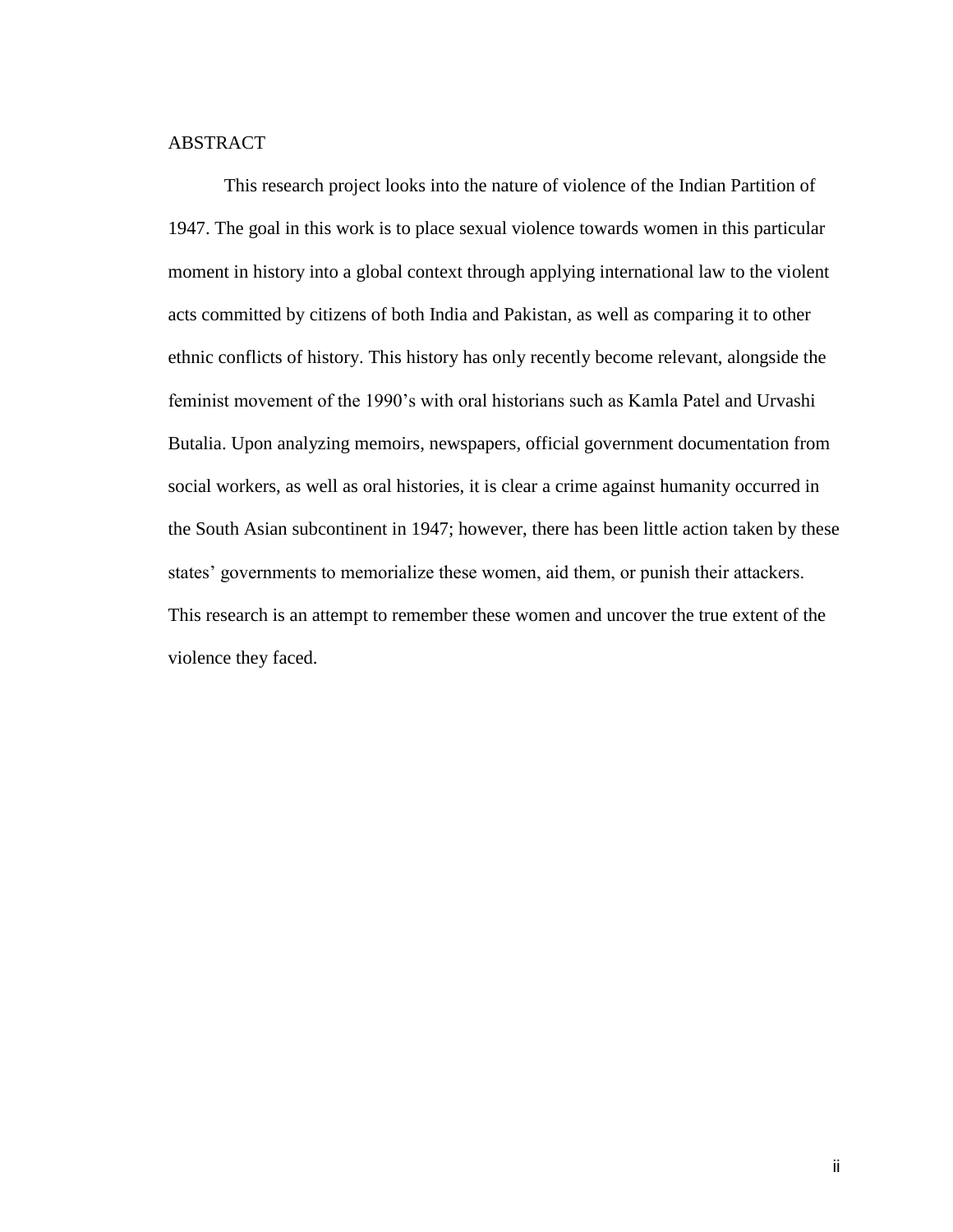# ABSTRACT

This research project looks into the nature of violence of the Indian Partition of 1947. The goal in this work is to place sexual violence towards women in this particular moment in history into a global context through applying international law to the violent acts committed by citizens of both India and Pakistan, as well as comparing it to other ethnic conflicts of history. This history has only recently become relevant, alongside the feminist movement of the 1990's with oral historians such as Kamla Patel and Urvashi Butalia. Upon analyzing memoirs, newspapers, official government documentation from social workers, as well as oral histories, it is clear a crime against humanity occurred in the South Asian subcontinent in 1947; however, there has been little action taken by these states' governments to memorialize these women, aid them, or punish their attackers. This research is an attempt to remember these women and uncover the true extent of the violence they faced.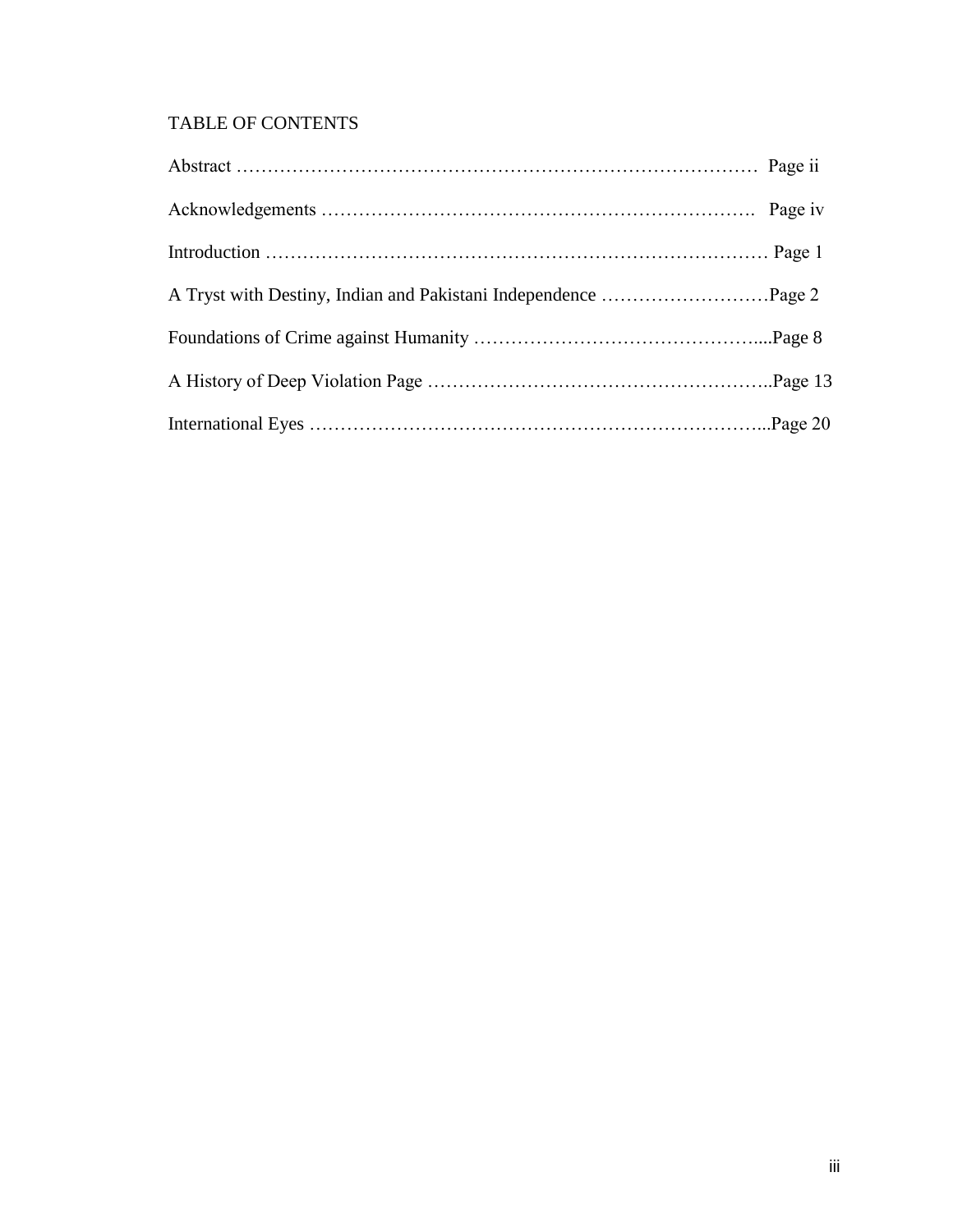# TABLE OF CONTENTS

Abstract …………………………………………………………………………… Page ii

Acknowledgements ……………………………………………………………. Page iv

Introduction ………………………………………………………………………… Page 1

A Tryst with Destiny, Indian and Pakistani Independence ………………………Page 2

Foundations of Crime against Humanity ……………………………………....Page 8

A History of Deep Violation Page ………………………………………………..Page 13

International Eyes …………………………………………………………………...Page 20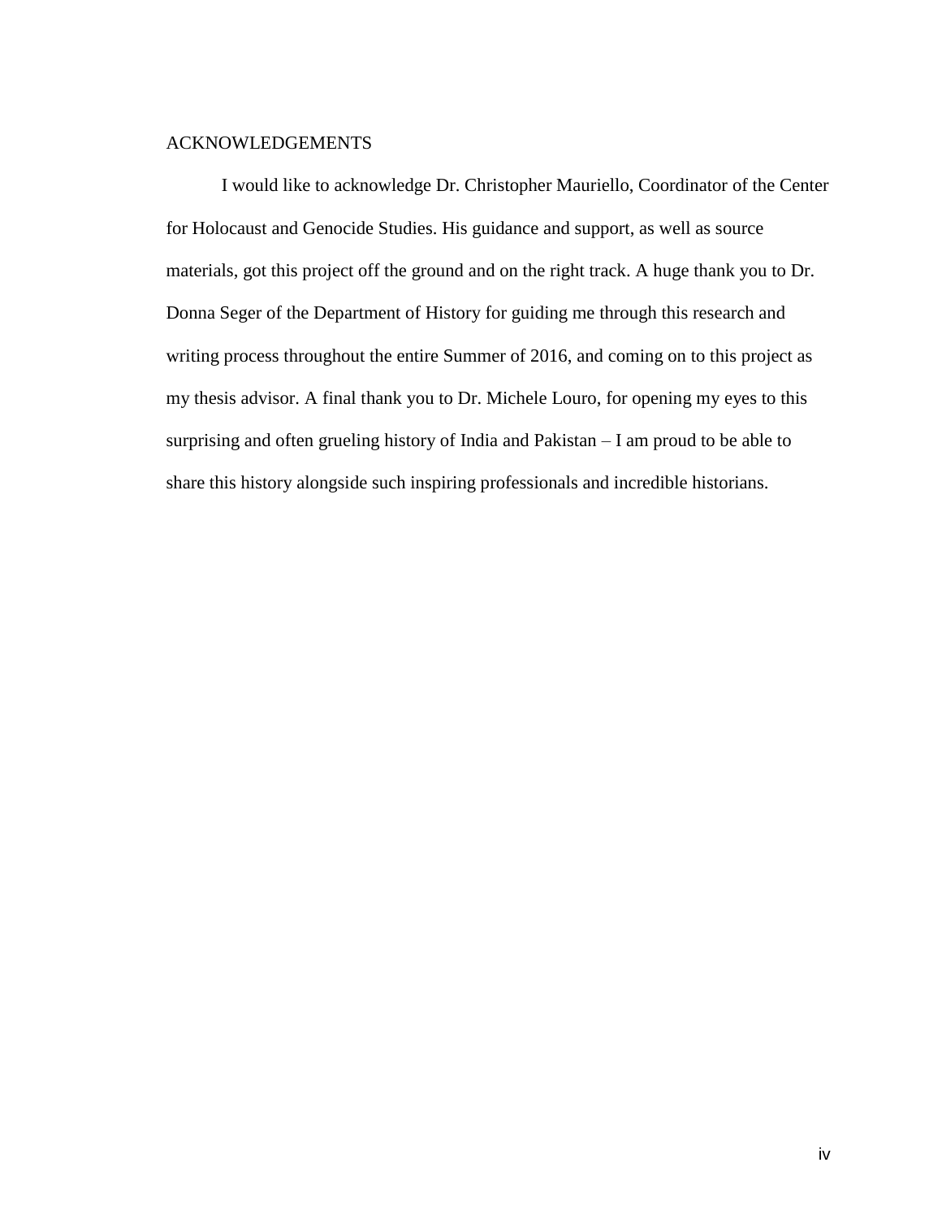## ACKNOWLEDGEMENTS

I would like to acknowledge Dr. Christopher Mauriello, Coordinator of the Center for Holocaust and Genocide Studies. His guidance and support, as well as source materials, got this project off the ground and on the right track. A huge thank you to Dr. Donna Seger of the Department of History for guiding me through this research and writing process throughout the entire Summer of 2016, and coming on to this project as my thesis advisor. A final thank you to Dr. Michele Louro, for opening my eyes to this surprising and often grueling history of India and Pakistan – I am proud to be able to share this history alongside such inspiring professionals and incredible historians.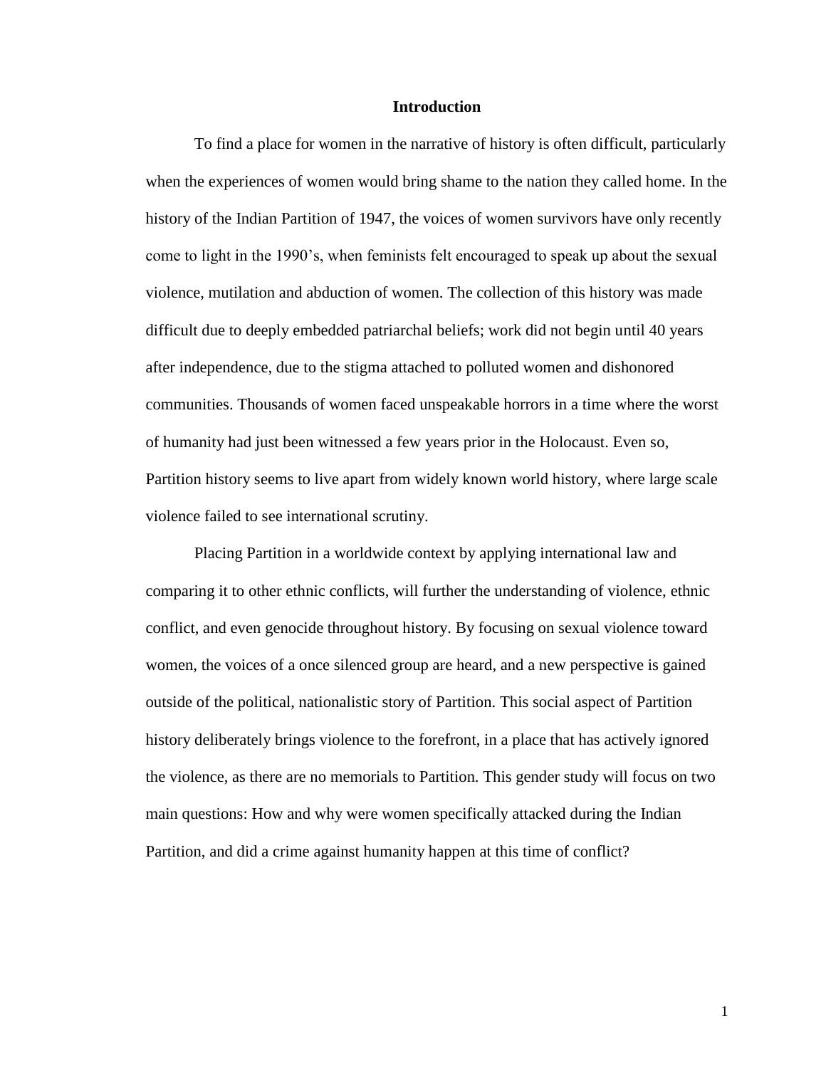# Introduction

To find a place for women in the narrative of history is often difficult, particularly when the experiences of women would bring shame to the nation they called home. In the history of the Indian Partition of 1947, the voices of women survivors have only recently come to light in the 1990's, when feminists felt encouraged to speak up about the sexual violence, mutilation and abduction of women. The collection of this history was made difficult due to deeply embedded patriarchal beliefs; work did not begin until 40 years after independence, due to the stigma attached to polluted women and dishonored communities. Thousands of women faced unspeakable horrors in a time where the worst of humanity had just been witnessed a few years prior in the Holocaust. Even so, Partition history seems to live apart from widely known world history, where large scale violence failed to see international scrutiny.

Placing Partition in a worldwide context by applying international law and comparing it to other ethnic conflicts, will further the understanding of violence, ethnic conflict, and even genocide throughout history. By focusing on sexual violence toward women, the voices of a once silenced group are heard, and a new perspective is gained outside of the political, nationalistic story of Partition. This social aspect of Partition history deliberately brings violence to the forefront, in a place that has actively ignored the violence, as there are no memorials to Partition. This gender study will focus on two main questions: How and why were women specifically attacked during the Indian Partition, and did a crime against humanity happen at this time of conflict?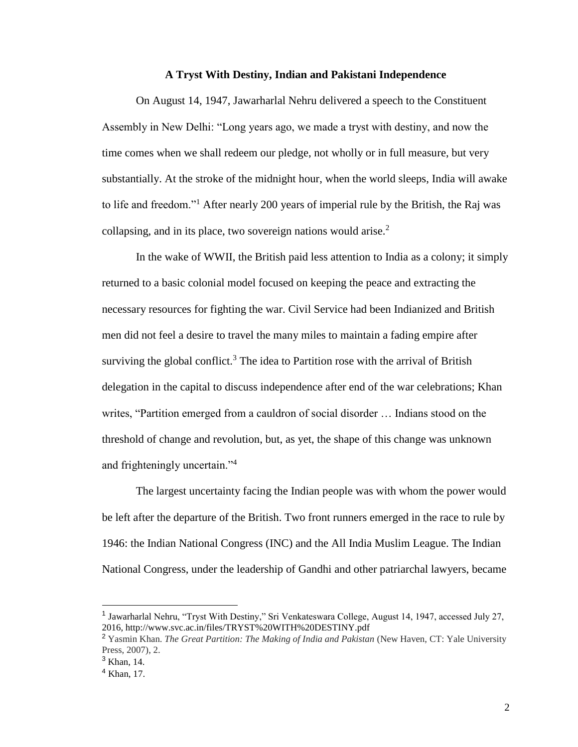**A Tryst With Destiny, Indian and Pakistani Independence**

On August 14, 1947, Jawarharlal Nehru delivered a speech to the Constituent Assembly in New Delhi: "Long years ago, we made a tryst with destiny, and now the time comes when we shall redeem our pledge, not wholly or in full measure, but very substantially. At the stroke of the midnight hour, when the world sleeps, India will awake to life and freedom."[1] After nearly 200 years of imperial rule by the British, the Raj was collapsing, and in its place, two sovereign nations would arise.[2]

In the wake of WWII, the British paid less attention to India as a colony; it simply returned to a basic colonial model focused on keeping the peace and extracting the necessary resources for fighting the war. Civil Service had been Indianized and British men did not feel a desire to travel the many miles to maintain a fading empire after surviving the global conflict.[3] The idea to Partition rose with the arrival of British delegation in the capital to discuss independence after end of the war celebrations; Khan writes, "Partition emerged from a cauldron of social disorder … Indians stood on the threshold of change and revolution, but, as yet, the shape of this change was unknown and frighteningly uncertain."[4]

The largest uncertainty facing the Indian people was with whom the power would be left after the departure of the British. Two front runners emerged in the race to rule by 1946: the Indian National Congress (INC) and the All India Muslim League. The Indian National Congress, under the leadership of Gandhi and other patriarchal lawyers, became

---

[1] Jawarharlal Nehru, "Tryst With Destiny," Sri Venkateswara College, August 14, 1947, accessed July 27, 2016, http://www.svc.ac.in/files/TRYST%20WITH%20DESTINY.pdf

[2] Yasmin Khan. *The Great Partition: The Making of India and Pakistan* (New Haven, CT: Yale University Press, 2007), 2.

[3] Khan, 14.

[4] Khan, 17.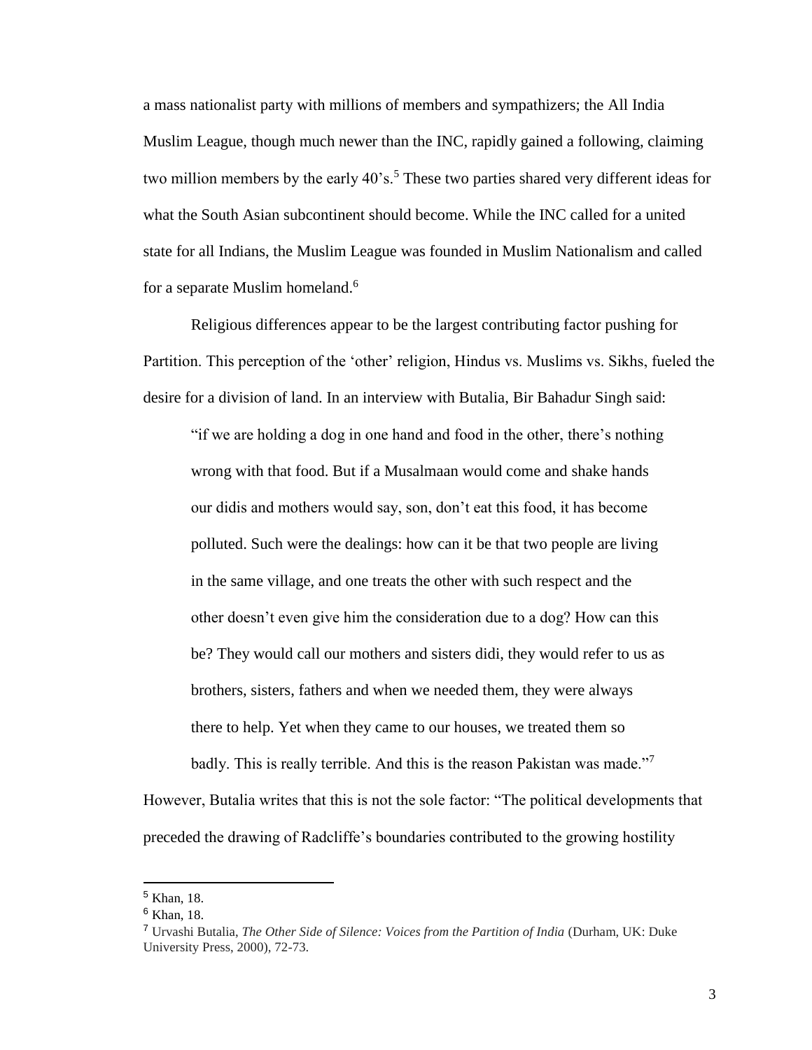a mass nationalist party with millions of members and sympathizers; the All India Muslim League, though much newer than the INC, rapidly gained a following, claiming two million members by the early 40's.[5] These two parties shared very different ideas for what the South Asian subcontinent should become. While the INC called for a united state for all Indians, the Muslim League was founded in Muslim Nationalism and called for a separate Muslim homeland.[6]

Religious differences appear to be the largest contributing factor pushing for Partition. This perception of the 'other' religion, Hindus vs. Muslims vs. Sikhs, fueled the desire for a division of land. In an interview with Butalia, Bir Bahadur Singh said:

> "if we are holding a dog in one hand and food in the other, there's nothing wrong with that food. But if a Musalmaan would come and shake hands our didis and mothers would say, son, don't eat this food, it has become polluted. Such were the dealings: how can it be that two people are living in the same village, and one treats the other with such respect and the other doesn't even give him the consideration due to a dog? How can this be? They would call our mothers and sisters didi, they would refer to us as brothers, sisters, fathers and when we needed them, they were always there to help. Yet when they came to our houses, we treated them so badly. This is really terrible. And this is the reason Pakistan was made."[7]

However, Butalia writes that this is not the sole factor: "The political developments that preceded the drawing of Radcliffe's boundaries contributed to the growing hostility

---

[5] Khan, 18.

[6] Khan, 18.

[7] Urvashi Butalia, *The Other Side of Silence: Voices from the Partition of India* (Durham, UK: Duke University Press, 2000), 72-73.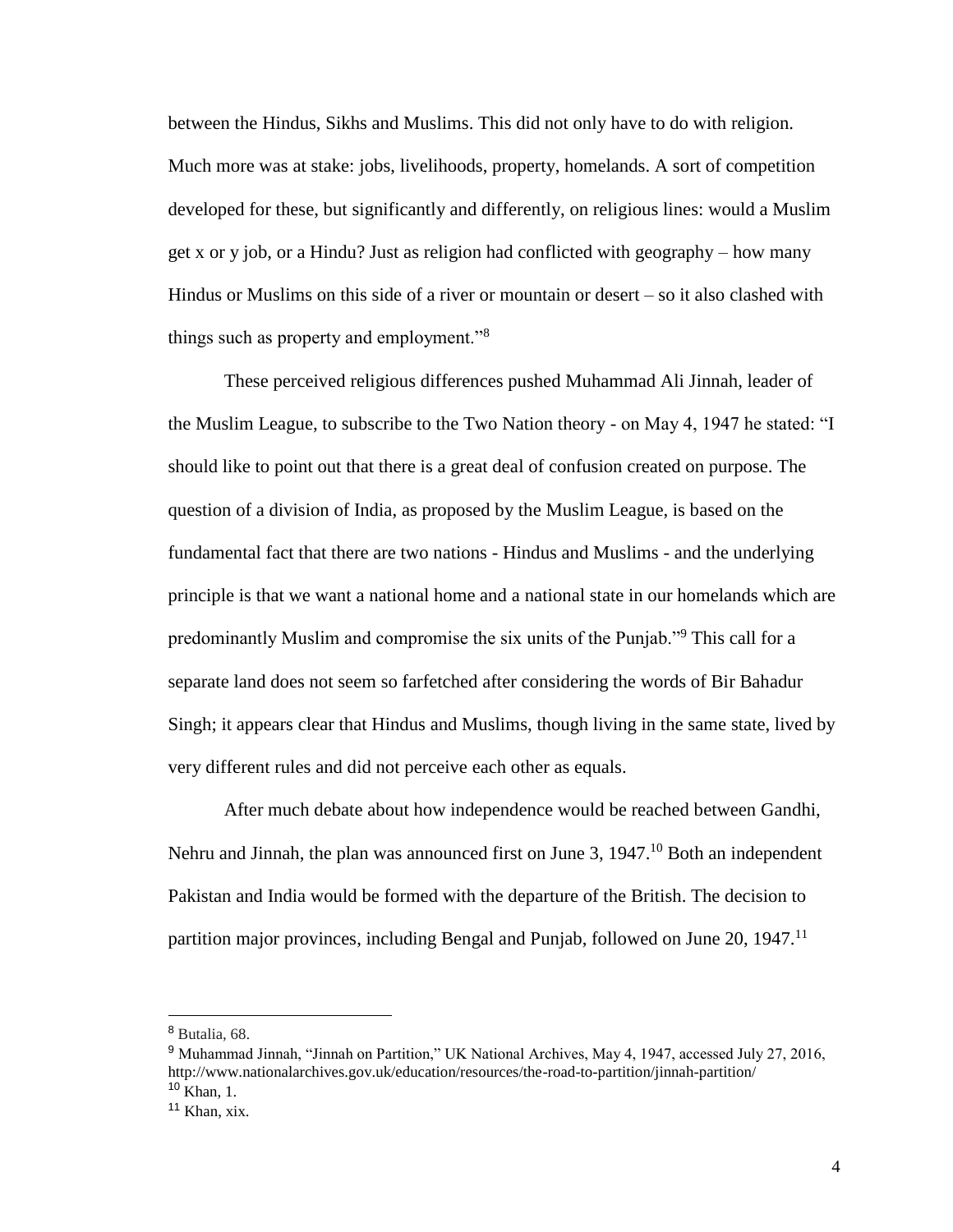between the Hindus, Sikhs and Muslims. This did not only have to do with religion. Much more was at stake: jobs, livelihoods, property, homelands. A sort of competition developed for these, but significantly and differently, on religious lines: would a Muslim get x or y job, or a Hindu? Just as religion had conflicted with geography – how many Hindus or Muslims on this side of a river or mountain or desert – so it also clashed with things such as property and employment."[8]

These perceived religious differences pushed Muhammad Ali Jinnah, leader of the Muslim League, to subscribe to the Two Nation theory - on May 4, 1947 he stated: "I should like to point out that there is a great deal of confusion created on purpose. The question of a division of India, as proposed by the Muslim League, is based on the fundamental fact that there are two nations - Hindus and Muslims - and the underlying principle is that we want a national home and a national state in our homelands which are predominantly Muslim and compromise the six units of the Punjab."[9] This call for a separate land does not seem so farfetched after considering the words of Bir Bahadur Singh; it appears clear that Hindus and Muslims, though living in the same state, lived by very different rules and did not perceive each other as equals.

After much debate about how independence would be reached between Gandhi, Nehru and Jinnah, the plan was announced first on June 3, 1947.[10] Both an independent Pakistan and India would be formed with the departure of the British. The decision to partition major provinces, including Bengal and Punjab, followed on June 20, 1947.[11]

---

[8] Butalia, 68.

[9] Muhammad Jinnah, "Jinnah on Partition," UK National Archives, May 4, 1947, accessed July 27, 2016, http://www.nationalarchives.gov.uk/education/resources/the-road-to-partition/jinnah-partition/

[10] Khan, 1.

[11] Khan, xix.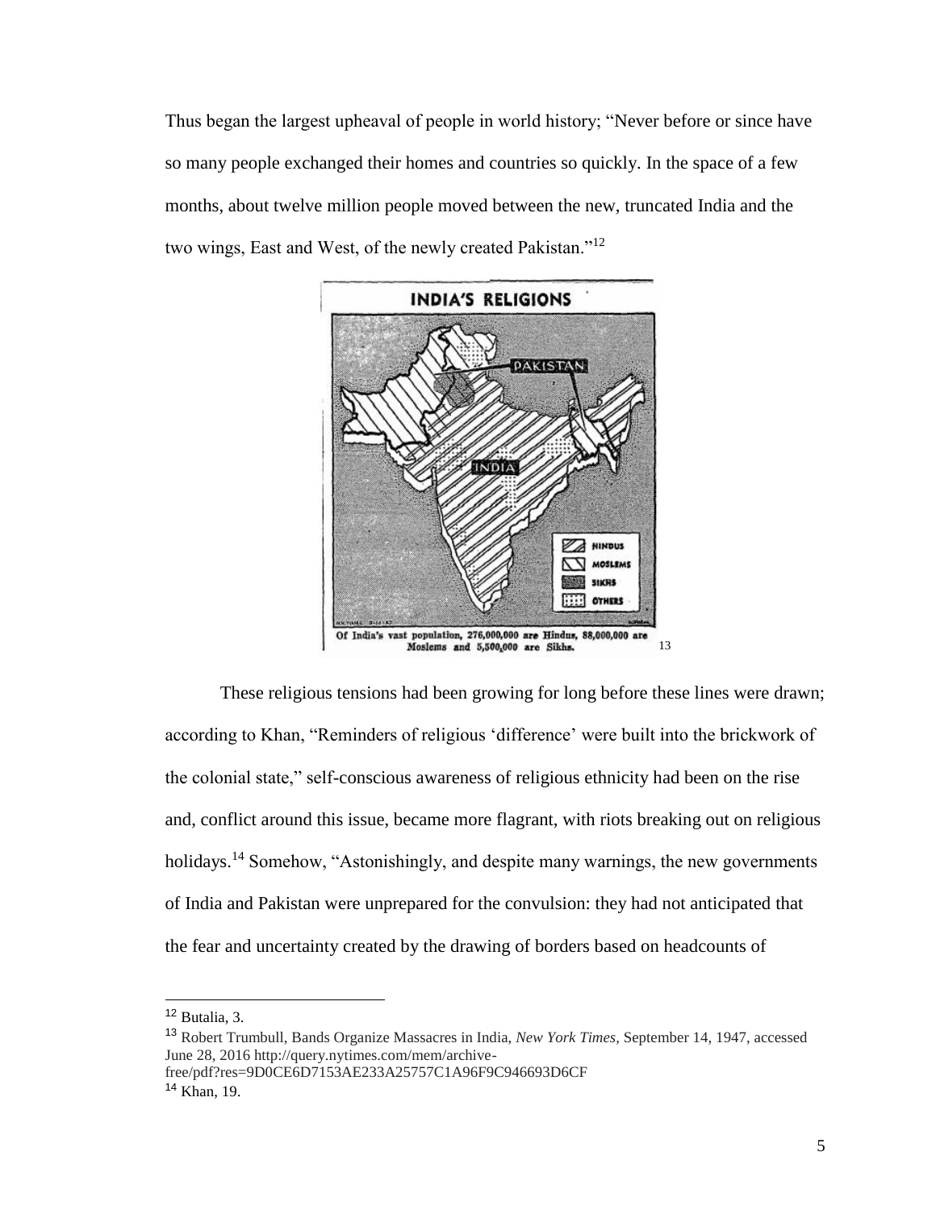Thus began the largest upheaval of people in world history; "Never before or since have so many people exchanged their homes and countries so quickly. In the space of a few months, about twelve million people moved between the new, truncated India and the two wings, East and West, of the newly created Pakistan."[12]

Of India's vast population, 276,000,000 are Hindus, 88,000,000 are Moslems and 5,500,000 are Sikhs.[13]

These religious tensions had been growing for long before these lines were drawn; according to Khan, "Reminders of religious 'difference' were built into the brickwork of the colonial state," self-conscious awareness of religious ethnicity had been on the rise and, conflict around this issue, became more flagrant, with riots breaking out on religious holidays.[14] Somehow, "Astonishingly, and despite many warnings, the new governments of India and Pakistan were unprepared for the convulsion: they had not anticipated that the fear and uncertainty created by the drawing of borders based on headcounts of

---

[12] Butalia, 3.

[13] Robert Trumbull, Bands Organize Massacres in India, *New York Times*, September 14, 1947, accessed June 28, 2016 http://query.nytimes.com/mem/archive-free/pdf?res=9D0CE6D7153AE233A25757C1A96F9C946693D6CF

[14] Khan, 19.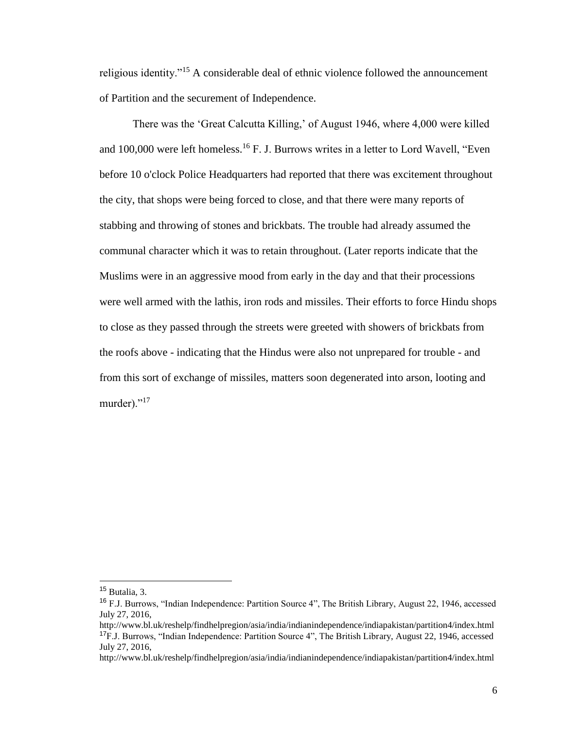religious identity."[15] A considerable deal of ethnic violence followed the announcement of Partition and the securement of Independence.

There was the 'Great Calcutta Killing,' of August 1946, where 4,000 were killed and 100,000 were left homeless.[16] F. J. Burrows writes in a letter to Lord Wavell, "Even before 10 o'clock Police Headquarters had reported that there was excitement throughout the city, that shops were being forced to close, and that there were many reports of stabbing and throwing of stones and brickbats. The trouble had already assumed the communal character which it was to retain throughout. (Later reports indicate that the Muslims were in an aggressive mood from early in the day and that their processions were well armed with the lathis, iron rods and missiles. Their efforts to force Hindu shops to close as they passed through the streets were greeted with showers of brickbats from the roofs above - indicating that the Hindus were also not unprepared for trouble - and from this sort of exchange of missiles, matters soon degenerated into arson, looting and murder)."[17]

---

[15] Butalia, 3.

[16] F.J. Burrows, "Indian Independence: Partition Source 4", The British Library, August 22, 1946, accessed July 27, 2016, http://www.bl.uk/reshelp/findhelpregion/asia/india/indianindependence/indiapakistan/partition4/index.html

[17] F.J. Burrows, "Indian Independence: Partition Source 4", The British Library, August 22, 1946, accessed July 27, 2016, http://www.bl.uk/reshelp/findhelpregion/asia/india/indianindependence/indiapakistan/partition4/index.html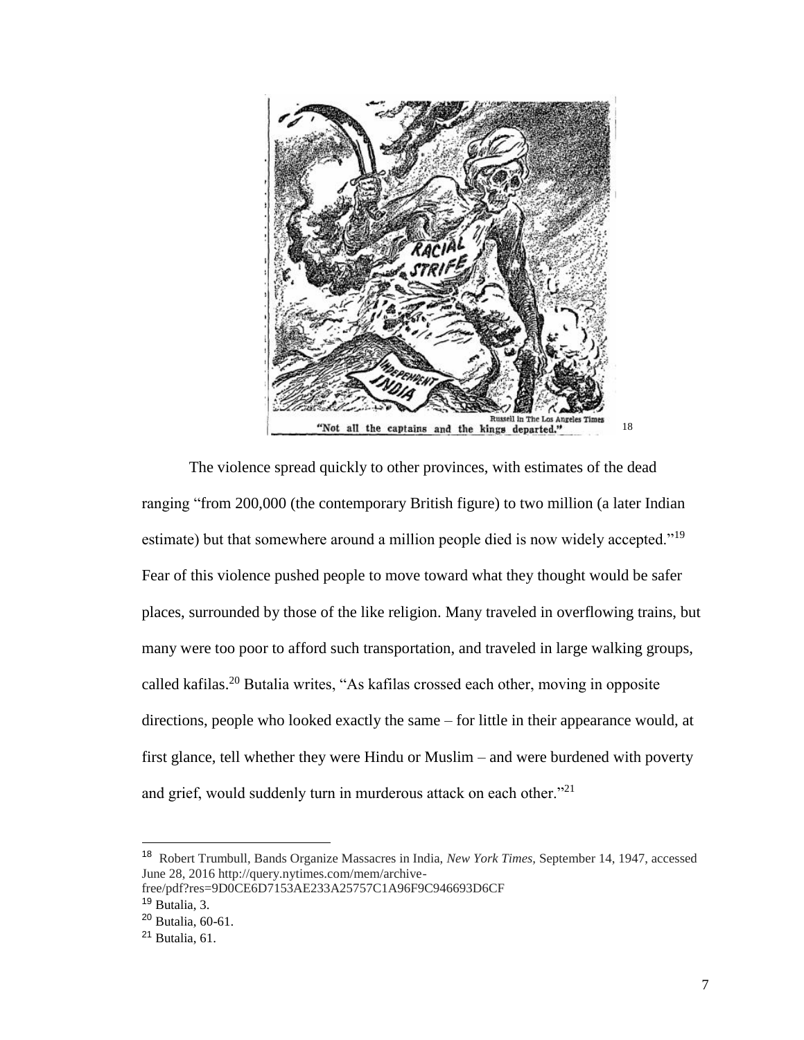"Not all the captains and the kings departed."[18]

The violence spread quickly to other provinces, with estimates of the dead ranging "from 200,000 (the contemporary British figure) to two million (a later Indian estimate) but that somewhere around a million people died is now widely accepted."[19] Fear of this violence pushed people to move toward what they thought would be safer places, surrounded by those of the like religion. Many traveled in overflowing trains, but many were too poor to afford such transportation, and traveled in large walking groups, called kafilas.[20] Butalia writes, "As kafilas crossed each other, moving in opposite directions, people who looked exactly the same – for little in their appearance would, at first glance, tell whether they were Hindu or Muslim – and were burdened with poverty and grief, would suddenly turn in murderous attack on each other."[21]

---

[18] Robert Trumbull, Bands Organize Massacres in India, *New York Times,* September 14, 1947, accessed June 28, 2016 http://query.nytimes.com/mem/archive-free/pdf?res=9D0CE6D7153AE233A25757C1A96F9C946693D6CF

[19] Butalia, 3.

[20] Butalia, 60-61.

[21] Butalia, 61.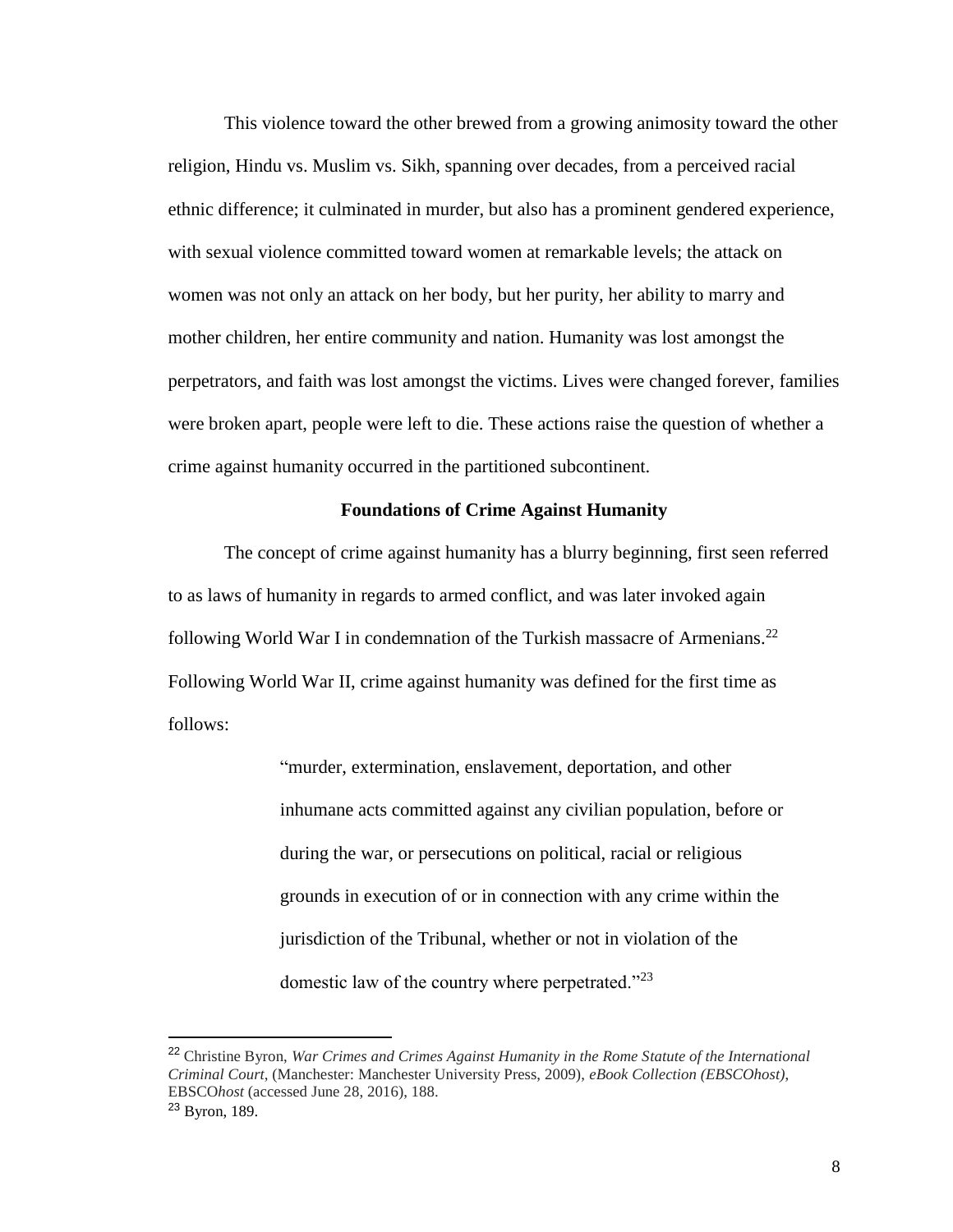This violence toward the other brewed from a growing animosity toward the other religion, Hindu vs. Muslim vs. Sikh, spanning over decades, from a perceived racial ethnic difference; it culminated in murder, but also has a prominent gendered experience, with sexual violence committed toward women at remarkable levels; the attack on women was not only an attack on her body, but her purity, her ability to marry and mother children, her entire community and nation. Humanity was lost amongst the perpetrators, and faith was lost amongst the victims. Lives were changed forever, families were broken apart, people were left to die. These actions raise the question of whether a crime against humanity occurred in the partitioned subcontinent.

## Foundations of Crime Against Humanity

The concept of crime against humanity has a blurry beginning, first seen referred to as laws of humanity in regards to armed conflict, and was later invoked again following World War I in condemnation of the Turkish massacre of Armenians.[22] Following World War II, crime against humanity was defined for the first time as follows:

> "murder, extermination, enslavement, deportation, and other inhumane acts committed against any civilian population, before or during the war, or persecutions on political, racial or religious grounds in execution of or in connection with any crime within the jurisdiction of the Tribunal, whether or not in violation of the domestic law of the country where perpetrated."[23]

---

[22] Christine Byron, *War Crimes and Crimes Against Humanity in the Rome Statute of the International Criminal Court*, (Manchester: Manchester University Press, 2009), *eBook Collection (EBSCOhost)*, EBSCO*host* (accessed June 28, 2016), 188.

[23] Byron, 189.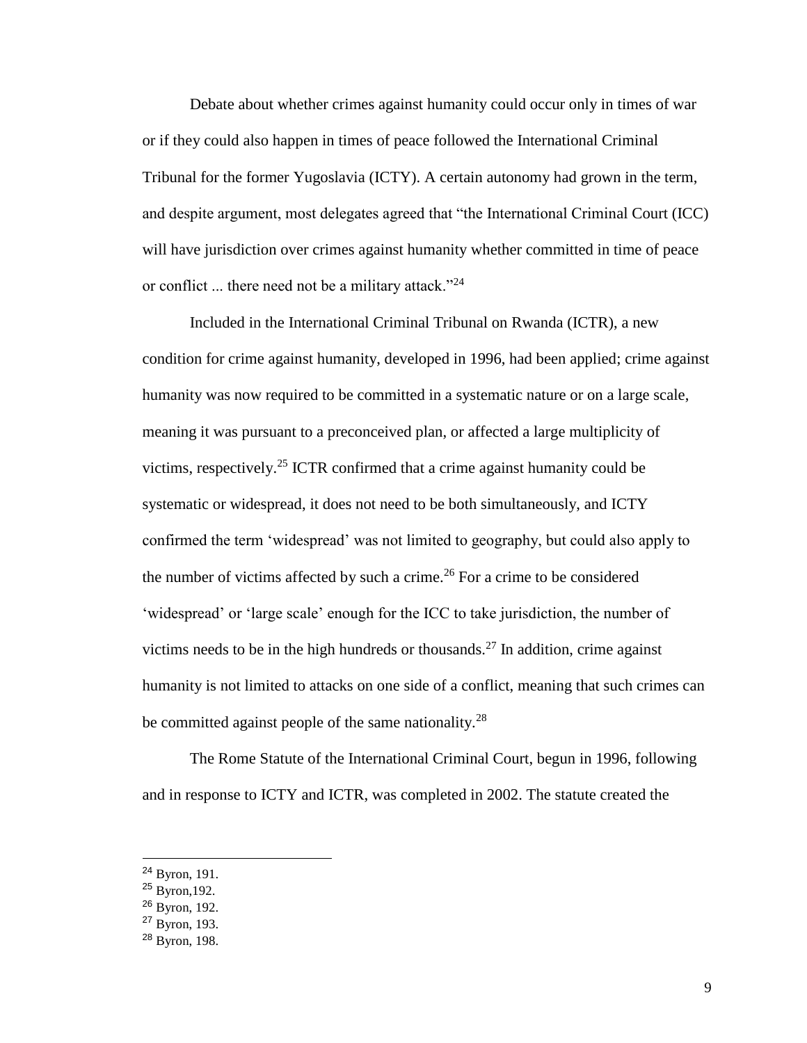Debate about whether crimes against humanity could occur only in times of war or if they could also happen in times of peace followed the International Criminal Tribunal for the former Yugoslavia (ICTY). A certain autonomy had grown in the term, and despite argument, most delegates agreed that "the International Criminal Court (ICC) will have jurisdiction over crimes against humanity whether committed in time of peace or conflict ... there need not be a military attack."[24]

Included in the International Criminal Tribunal on Rwanda (ICTR), a new condition for crime against humanity, developed in 1996, had been applied; crime against humanity was now required to be committed in a systematic nature or on a large scale, meaning it was pursuant to a preconceived plan, or affected a large multiplicity of victims, respectively.[25] ICTR confirmed that a crime against humanity could be systematic or widespread, it does not need to be both simultaneously, and ICTY confirmed the term 'widespread' was not limited to geography, but could also apply to the number of victims affected by such a crime.[26] For a crime to be considered 'widespread' or 'large scale' enough for the ICC to take jurisdiction, the number of victims needs to be in the high hundreds or thousands.[27] In addition, crime against humanity is not limited to attacks on one side of a conflict, meaning that such crimes can be committed against people of the same nationality.[28]

The Rome Statute of the International Criminal Court, begun in 1996, following and in response to ICTY and ICTR, was completed in 2002. The statute created the

---

[24] Byron, 191.

[25] Byron,192.

[26] Byron, 192.

[27] Byron, 193.

[28] Byron, 198.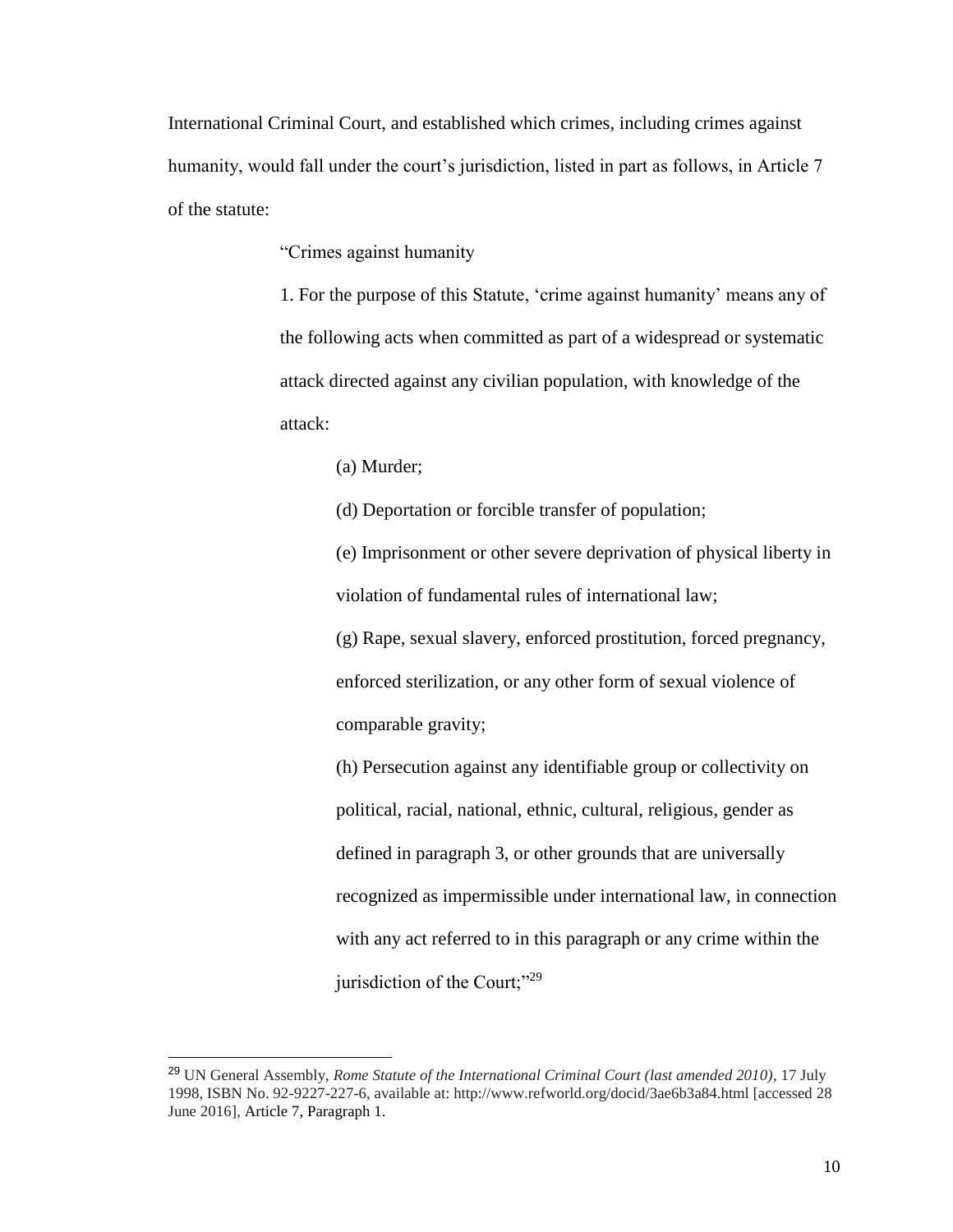International Criminal Court, and established which crimes, including crimes against humanity, would fall under the court's jurisdiction, listed in part as follows, in Article 7 of the statute:

> "Crimes against humanity
>
> 1. For the purpose of this Statute, 'crime against humanity' means any of the following acts when committed as part of a widespread or systematic attack directed against any civilian population, with knowledge of the attack:
>
> > (a) Murder;
> >
> > (d) Deportation or forcible transfer of population;
> >
> > (e) Imprisonment or other severe deprivation of physical liberty in violation of fundamental rules of international law;
> >
> > (g) Rape, sexual slavery, enforced prostitution, forced pregnancy, enforced sterilization, or any other form of sexual violence of comparable gravity;
> >
> > (h) Persecution against any identifiable group or collectivity on political, racial, national, ethnic, cultural, religious, gender as defined in paragraph 3, or other grounds that are universally recognized as impermissible under international law, in connection with any act referred to in this paragraph or any crime within the jurisdiction of the Court;"[29]

---

[29] UN General Assembly, *Rome Statute of the International Criminal Court (last amended 2010)*, 17 July 1998, ISBN No. 92-9227-227-6, available at: http://www.refworld.org/docid/3ae6b3a84.html [accessed 28 June 2016], Article 7, Paragraph 1.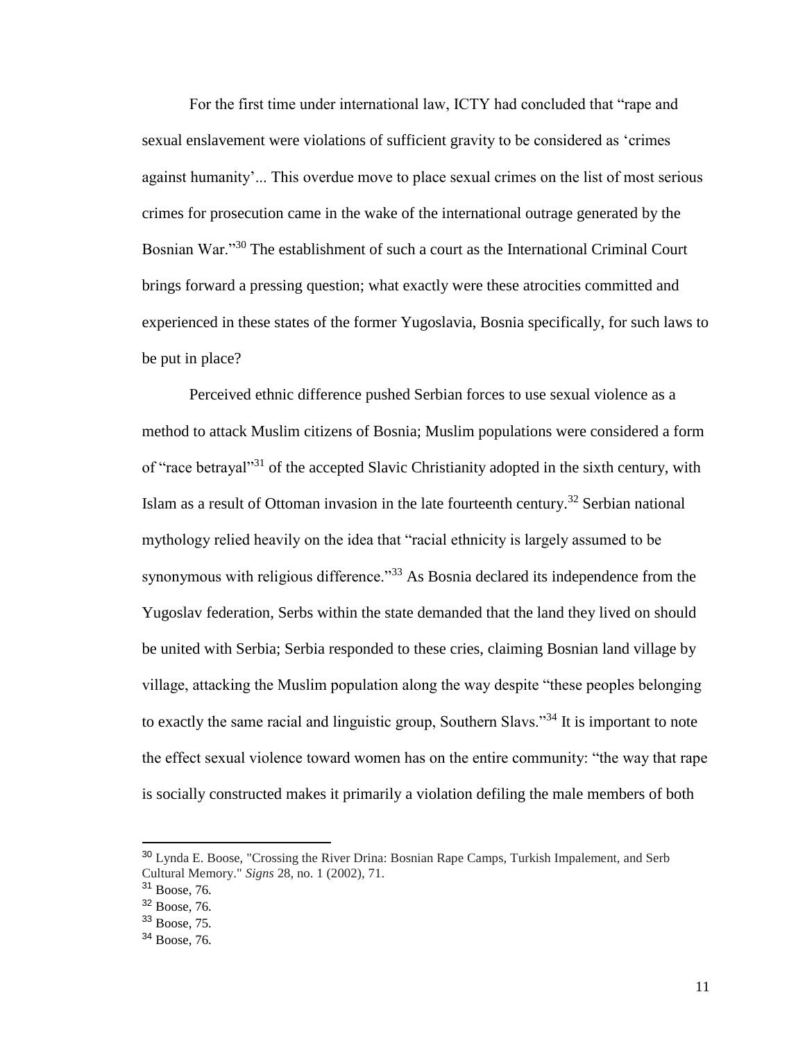For the first time under international law, ICTY had concluded that "rape and sexual enslavement were violations of sufficient gravity to be considered as 'crimes against humanity'... This overdue move to place sexual crimes on the list of most serious crimes for prosecution came in the wake of the international outrage generated by the Bosnian War."[30] The establishment of such a court as the International Criminal Court brings forward a pressing question; what exactly were these atrocities committed and experienced in these states of the former Yugoslavia, Bosnia specifically, for such laws to be put in place?

Perceived ethnic difference pushed Serbian forces to use sexual violence as a method to attack Muslim citizens of Bosnia; Muslim populations were considered a form of "race betrayal"[31] of the accepted Slavic Christianity adopted in the sixth century, with Islam as a result of Ottoman invasion in the late fourteenth century.[32] Serbian national mythology relied heavily on the idea that "racial ethnicity is largely assumed to be synonymous with religious difference."[33] As Bosnia declared its independence from the Yugoslav federation, Serbs within the state demanded that the land they lived on should be united with Serbia; Serbia responded to these cries, claiming Bosnian land village by village, attacking the Muslim population along the way despite "these peoples belonging to exactly the same racial and linguistic group, Southern Slavs."[34] It is important to note the effect sexual violence toward women has on the entire community: "the way that rape is socially constructed makes it primarily a violation defiling the male members of both

---

[30] Lynda E. Boose, "Crossing the River Drina: Bosnian Rape Camps, Turkish Impalement, and Serb Cultural Memory." *Signs* 28, no. 1 (2002), 71.

[31] Boose, 76.

[32] Boose, 76.

[33] Boose, 75.

[34] Boose, 76.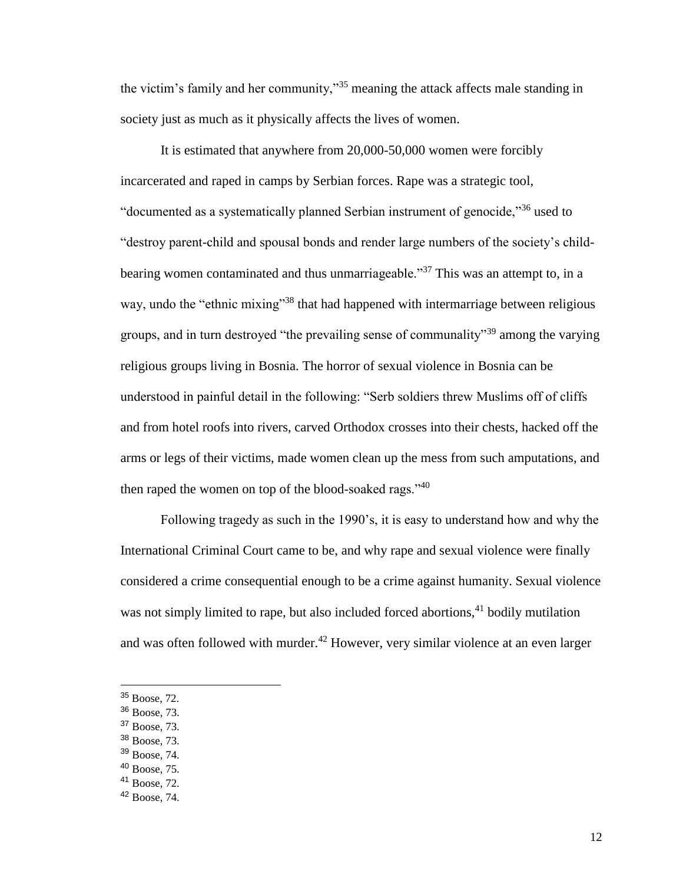the victim's family and her community,"[35] meaning the attack affects male standing in society just as much as it physically affects the lives of women.

It is estimated that anywhere from 20,000-50,000 women were forcibly incarcerated and raped in camps by Serbian forces. Rape was a strategic tool, "documented as a systematically planned Serbian instrument of genocide,"[36] used to "destroy parent-child and spousal bonds and render large numbers of the society's child-bearing women contaminated and thus unmarriageable."[37] This was an attempt to, in a way, undo the "ethnic mixing"[38] that had happened with intermarriage between religious groups, and in turn destroyed "the prevailing sense of communality"[39] among the varying religious groups living in Bosnia. The horror of sexual violence in Bosnia can be understood in painful detail in the following: "Serb soldiers threw Muslims off of cliffs and from hotel roofs into rivers, carved Orthodox crosses into their chests, hacked off the arms or legs of their victims, made women clean up the mess from such amputations, and then raped the women on top of the blood-soaked rags."[40]

Following tragedy as such in the 1990's, it is easy to understand how and why the International Criminal Court came to be, and why rape and sexual violence were finally considered a crime consequential enough to be a crime against humanity. Sexual violence was not simply limited to rape, but also included forced abortions,[41] bodily mutilation and was often followed with murder.[42] However, very similar violence at an even larger

---

[35] Boose, 72.
[36] Boose, 73.
[37] Boose, 73.
[38] Boose, 73.
[39] Boose, 74.
[40] Boose, 75.
[41] Boose, 72.
[42] Boose, 74.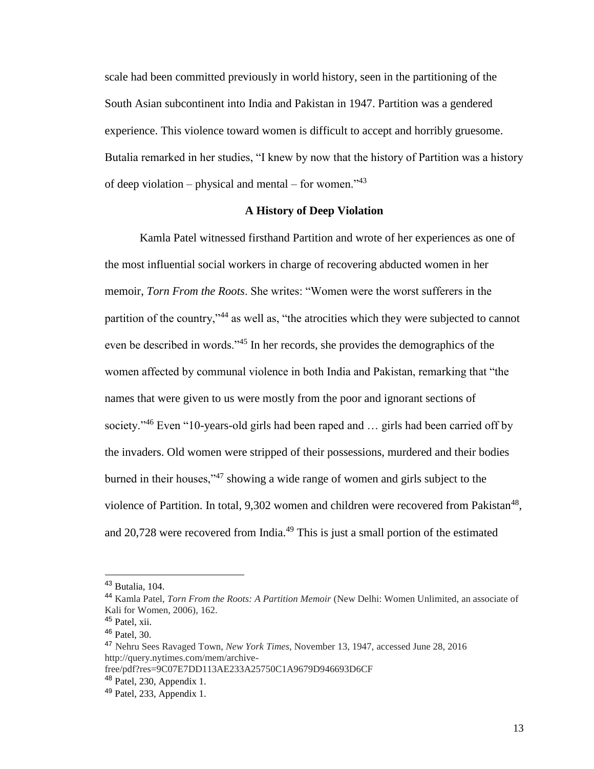scale had been committed previously in world history, seen in the partitioning of the South Asian subcontinent into India and Pakistan in 1947. Partition was a gendered experience. This violence toward women is difficult to accept and horribly gruesome. Butalia remarked in her studies, “I knew by now that the history of Partition was a history of deep violation – physical and mental – for women.”[43]

## A History of Deep Violation

Kamla Patel witnessed firsthand Partition and wrote of her experiences as one of the most influential social workers in charge of recovering abducted women in her memoir, *Torn From the Roots*. She writes: “Women were the worst sufferers in the partition of the country,”[44] as well as, “the atrocities which they were subjected to cannot even be described in words.”[45] In her records, she provides the demographics of the women affected by communal violence in both India and Pakistan, remarking that “the names that were given to us were mostly from the poor and ignorant sections of society.”[46] Even “10-years-old girls had been raped and … girls had been carried off by the invaders. Old women were stripped of their possessions, murdered and their bodies burned in their houses,”[47] showing a wide range of women and girls subject to the violence of Partition. In total, 9,302 women and children were recovered from Pakistan[48], and 20,728 were recovered from India.[49] This is just a small portion of the estimated

---

[43] Butalia, 104.

[44] Kamla Patel, *Torn From the Roots: A Partition Memoir* (New Delhi: Women Unlimited, an associate of Kali for Women, 2006), 162.

[45] Patel, xii.

[46] Patel, 30.

[47] Nehru Sees Ravaged Town, *New York Times*, November 13, 1947, accessed June 28, 2016 http://query.nytimes.com/mem/archive-free/pdf?res=9C07E7DD113AE233A25750C1A9679D946693D6CF

[48] Patel, 230, Appendix 1.

[49] Patel, 233, Appendix 1.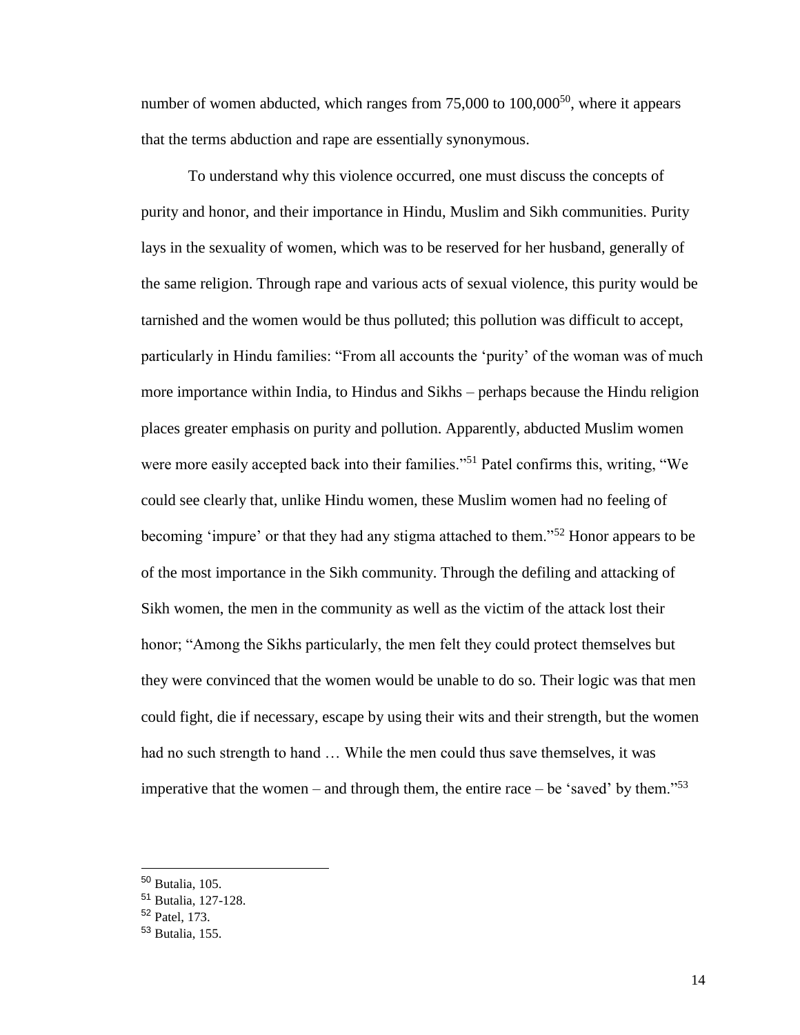number of women abducted, which ranges from 75,000 to 100,000[50], where it appears that the terms abduction and rape are essentially synonymous.

To understand why this violence occurred, one must discuss the concepts of purity and honor, and their importance in Hindu, Muslim and Sikh communities. Purity lays in the sexuality of women, which was to be reserved for her husband, generally of the same religion. Through rape and various acts of sexual violence, this purity would be tarnished and the women would be thus polluted; this pollution was difficult to accept, particularly in Hindu families: "From all accounts the 'purity' of the woman was of much more importance within India, to Hindus and Sikhs – perhaps because the Hindu religion places greater emphasis on purity and pollution. Apparently, abducted Muslim women were more easily accepted back into their families."[51] Patel confirms this, writing, "We could see clearly that, unlike Hindu women, these Muslim women had no feeling of becoming 'impure' or that they had any stigma attached to them."[52] Honor appears to be of the most importance in the Sikh community. Through the defiling and attacking of Sikh women, the men in the community as well as the victim of the attack lost their honor; "Among the Sikhs particularly, the men felt they could protect themselves but they were convinced that the women would be unable to do so. Their logic was that men could fight, die if necessary, escape by using their wits and their strength, but the women had no such strength to hand … While the men could thus save themselves, it was imperative that the women – and through them, the entire race – be 'saved' by them."[53]

---

[50] Butalia, 105.
[51] Butalia, 127-128.
[52] Patel, 173.
[53] Butalia, 155.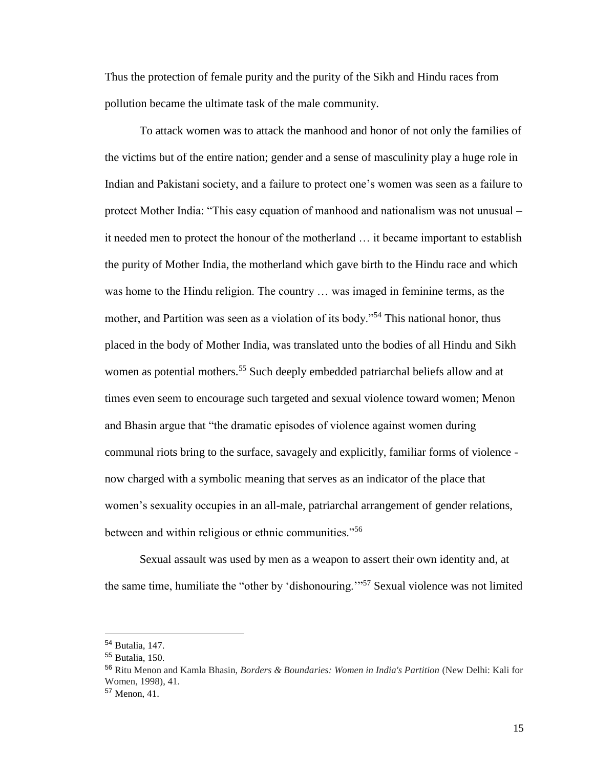Thus the protection of female purity and the purity of the Sikh and Hindu races from pollution became the ultimate task of the male community.

To attack women was to attack the manhood and honor of not only the families of the victims but of the entire nation; gender and a sense of masculinity play a huge role in Indian and Pakistani society, and a failure to protect one's women was seen as a failure to protect Mother India: "This easy equation of manhood and nationalism was not unusual – it needed men to protect the honour of the motherland … it became important to establish the purity of Mother India, the motherland which gave birth to the Hindu race and which was home to the Hindu religion. The country … was imaged in feminine terms, as the mother, and Partition was seen as a violation of its body."[54] This national honor, thus placed in the body of Mother India, was translated unto the bodies of all Hindu and Sikh women as potential mothers.[55] Such deeply embedded patriarchal beliefs allow and at times even seem to encourage such targeted and sexual violence toward women; Menon and Bhasin argue that "the dramatic episodes of violence against women during communal riots bring to the surface, savagely and explicitly, familiar forms of violence - now charged with a symbolic meaning that serves as an indicator of the place that women's sexuality occupies in an all-male, patriarchal arrangement of gender relations, between and within religious or ethnic communities."[56]

Sexual assault was used by men as a weapon to assert their own identity and, at the same time, humiliate the "other by 'dishonouring.'"[57] Sexual violence was not limited

---

[54] Butalia, 147.

[55] Butalia, 150.

[56] Ritu Menon and Kamla Bhasin, *Borders & Boundaries: Women in India's Partition* (New Delhi: Kali for Women, 1998), 41.

[57] Menon, 41.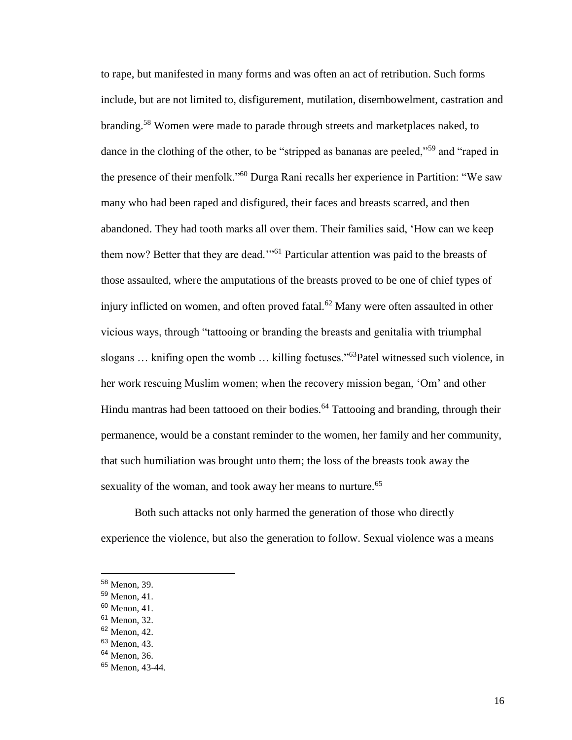to rape, but manifested in many forms and was often an act of retribution. Such forms include, but are not limited to, disfigurement, mutilation, disembowelment, castration and branding.[58] Women were made to parade through streets and marketplaces naked, to dance in the clothing of the other, to be "stripped as bananas are peeled,"[59] and "raped in the presence of their menfolk."[60] Durga Rani recalls her experience in Partition: "We saw many who had been raped and disfigured, their faces and breasts scarred, and then abandoned. They had tooth marks all over them. Their families said, 'How can we keep them now? Better that they are dead.'"[61] Particular attention was paid to the breasts of those assaulted, where the amputations of the breasts proved to be one of chief types of injury inflicted on women, and often proved fatal.[62] Many were often assaulted in other vicious ways, through "tattooing or branding the breasts and genitalia with triumphal slogans … knifing open the womb … killing foetuses."[63]Patel witnessed such violence, in her work rescuing Muslim women; when the recovery mission began, 'Om' and other Hindu mantras had been tattooed on their bodies.[64] Tattooing and branding, through their permanence, would be a constant reminder to the women, her family and her community, that such humiliation was brought unto them; the loss of the breasts took away the sexuality of the woman, and took away her means to nurture.[65]

Both such attacks not only harmed the generation of those who directly experience the violence, but also the generation to follow. Sexual violence was a means

---

[58] Menon, 39.
[59] Menon, 41.
[60] Menon, 41.
[61] Menon, 32.
[62] Menon, 42.
[63] Menon, 43.
[64] Menon, 36.
[65] Menon, 43-44.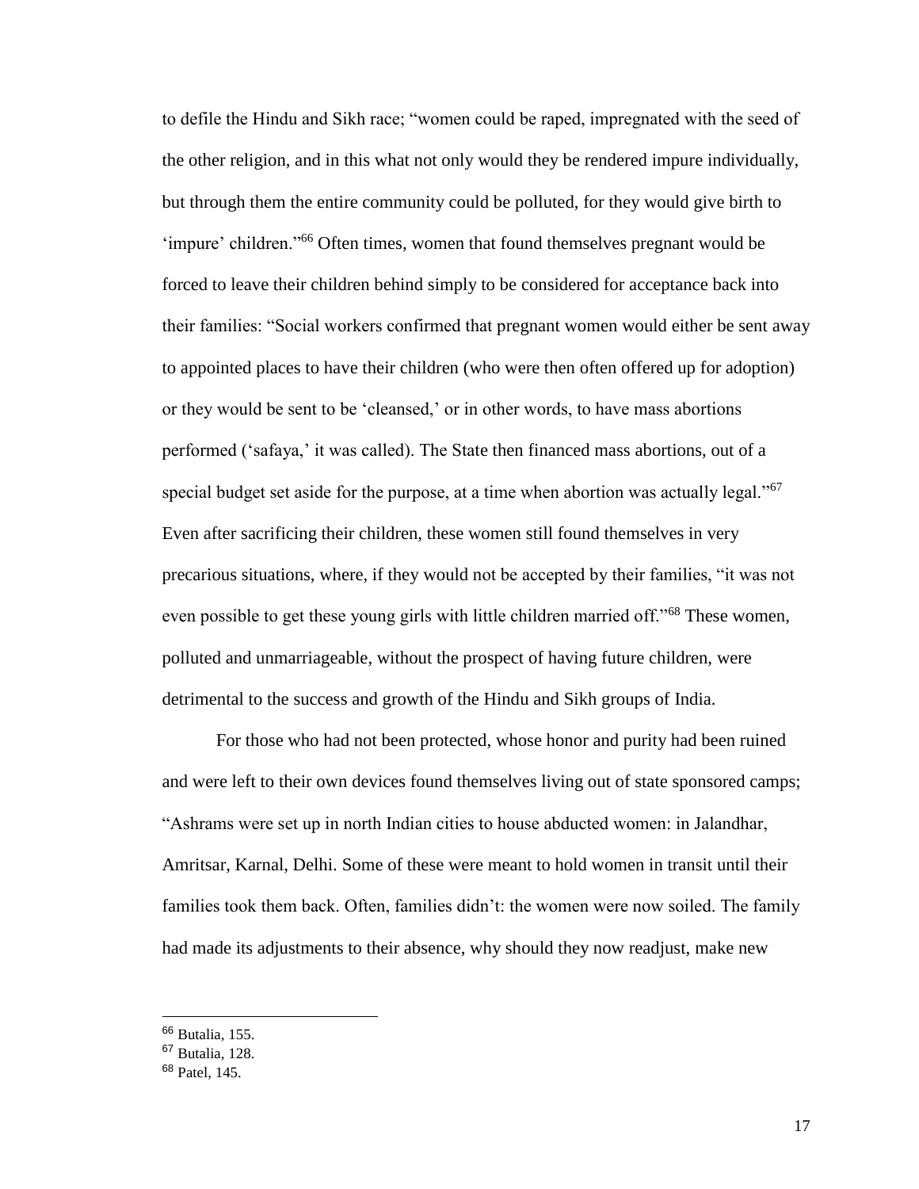to defile the Hindu and Sikh race; "women could be raped, impregnated with the seed of the other religion, and in this what not only would they be rendered impure individually, but through them the entire community could be polluted, for they would give birth to 'impure' children."[66] Often times, women that found themselves pregnant would be forced to leave their children behind simply to be considered for acceptance back into their families: "Social workers confirmed that pregnant women would either be sent away to appointed places to have their children (who were then often offered up for adoption) or they would be sent to be 'cleansed,' or in other words, to have mass abortions performed ('safaya,' it was called). The State then financed mass abortions, out of a special budget set aside for the purpose, at a time when abortion was actually legal."[67] Even after sacrificing their children, these women still found themselves in very precarious situations, where, if they would not be accepted by their families, "it was not even possible to get these young girls with little children married off."[68] These women, polluted and unmarriageable, without the prospect of having future children, were detrimental to the success and growth of the Hindu and Sikh groups of India.

For those who had not been protected, whose honor and purity had been ruined and were left to their own devices found themselves living out of state sponsored camps; "Ashrams were set up in north Indian cities to house abducted women: in Jalandhar, Amritsar, Karnal, Delhi. Some of these were meant to hold women in transit until their families took them back. Often, families didn't: the women were now soiled. The family had made its adjustments to their absence, why should they now readjust, make new

---

[66] Butalia, 155.

[67] Butalia, 128.

[68] Patel, 145.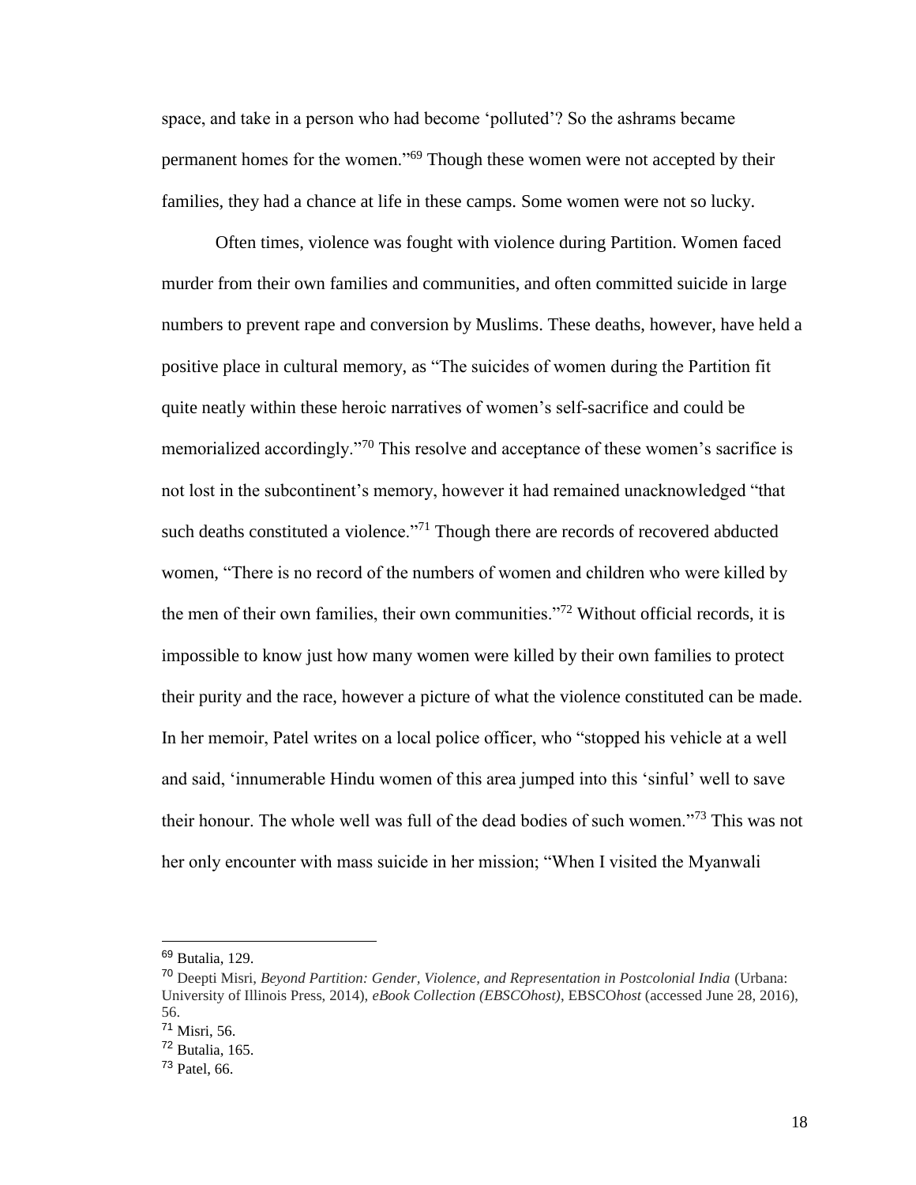space, and take in a person who had become 'polluted'? So the ashrams became permanent homes for the women."[69] Though these women were not accepted by their families, they had a chance at life in these camps. Some women were not so lucky.

Often times, violence was fought with violence during Partition. Women faced murder from their own families and communities, and often committed suicide in large numbers to prevent rape and conversion by Muslims. These deaths, however, have held a positive place in cultural memory, as "The suicides of women during the Partition fit quite neatly within these heroic narratives of women's self-sacrifice and could be memorialized accordingly."[70] This resolve and acceptance of these women's sacrifice is not lost in the subcontinent's memory, however it had remained unacknowledged "that such deaths constituted a violence."[71] Though there are records of recovered abducted women, "There is no record of the numbers of women and children who were killed by the men of their own families, their own communities."[72] Without official records, it is impossible to know just how many women were killed by their own families to protect their purity and the race, however a picture of what the violence constituted can be made. In her memoir, Patel writes on a local police officer, who "stopped his vehicle at a well and said, 'innumerable Hindu women of this area jumped into this 'sinful' well to save their honour. The whole well was full of the dead bodies of such women."[73] This was not her only encounter with mass suicide in her mission; "When I visited the Myanwali

---

[69] Butalia, 129.

[70] Deepti Misri, *Beyond Partition: Gender, Violence, and Representation in Postcolonial India* (Urbana: University of Illinois Press, 2014), *eBook Collection (EBSCOhost)*, EBSCO*host* (accessed June 28, 2016), 56.

[71] Misri, 56.

[72] Butalia, 165.

[73] Patel, 66.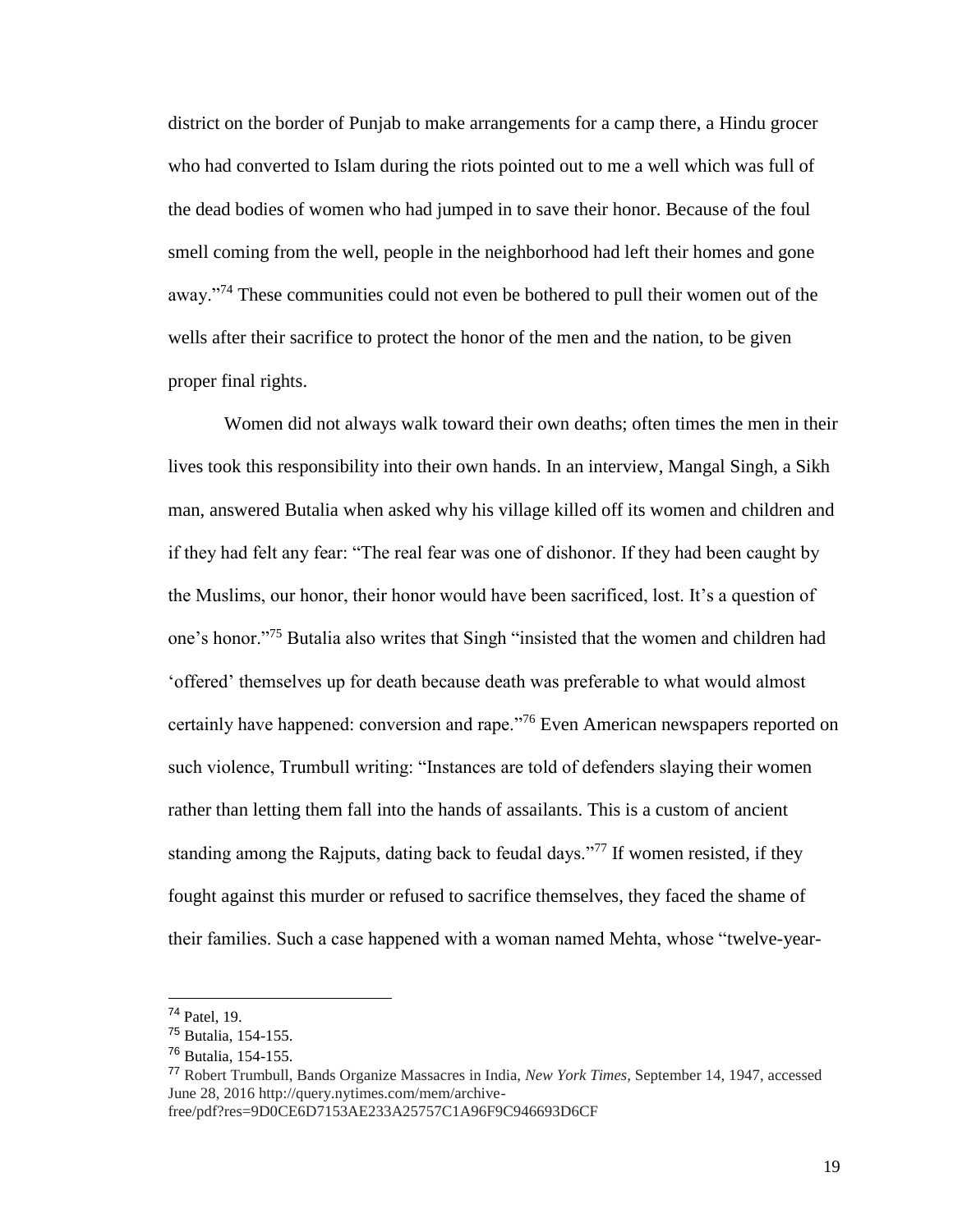district on the border of Punjab to make arrangements for a camp there, a Hindu grocer who had converted to Islam during the riots pointed out to me a well which was full of the dead bodies of women who had jumped in to save their honor. Because of the foul smell coming from the well, people in the neighborhood had left their homes and gone away."[74] These communities could not even be bothered to pull their women out of the wells after their sacrifice to protect the honor of the men and the nation, to be given proper final rights.

Women did not always walk toward their own deaths; often times the men in their lives took this responsibility into their own hands. In an interview, Mangal Singh, a Sikh man, answered Butalia when asked why his village killed off its women and children and if they had felt any fear: "The real fear was one of dishonor. If they had been caught by the Muslims, our honor, their honor would have been sacrificed, lost. It's a question of one's honor."[75] Butalia also writes that Singh "insisted that the women and children had 'offered' themselves up for death because death was preferable to what would almost certainly have happened: conversion and rape."[76] Even American newspapers reported on such violence, Trumbull writing: "Instances are told of defenders slaying their women rather than letting them fall into the hands of assailants. This is a custom of ancient standing among the Rajputs, dating back to feudal days."[77] If women resisted, if they fought against this murder or refused to sacrifice themselves, they faced the shame of their families. Such a case happened with a woman named Mehta, whose "twelve-year-

---

[74] Patel, 19.

[75] Butalia, 154-155.

[76] Butalia, 154-155.

[77] Robert Trumbull, Bands Organize Massacres in India, *New York Times*, September 14, 1947, accessed June 28, 2016 http://query.nytimes.com/mem/archive-free/pdf?res=9D0CE6D7153AE233A25757C1A96F9C946693D6CF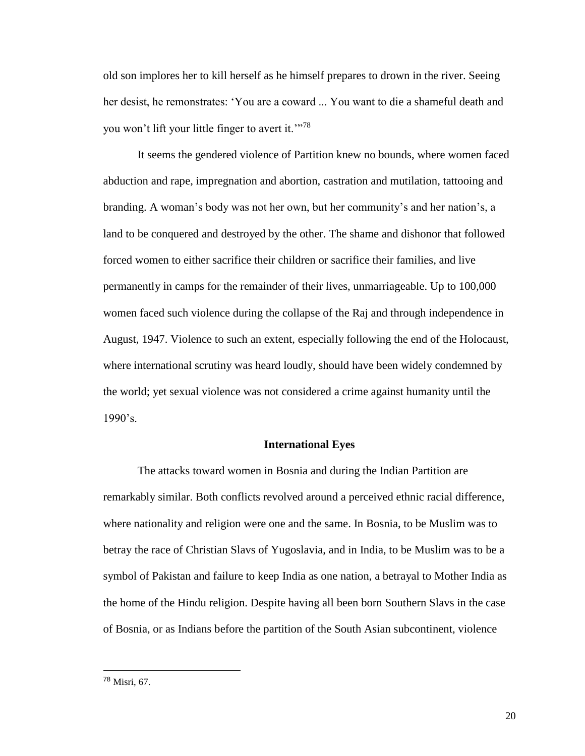old son implores her to kill herself as he himself prepares to drown in the river. Seeing her desist, he remonstrates: 'You are a coward ... You want to die a shameful death and you won't lift your little finger to avert it.'"[78]

It seems the gendered violence of Partition knew no bounds, where women faced abduction and rape, impregnation and abortion, castration and mutilation, tattooing and branding. A woman's body was not her own, but her community's and her nation's, a land to be conquered and destroyed by the other. The shame and dishonor that followed forced women to either sacrifice their children or sacrifice their families, and live permanently in camps for the remainder of their lives, unmarriageable. Up to 100,000 women faced such violence during the collapse of the Raj and through independence in August, 1947. Violence to such an extent, especially following the end of the Holocaust, where international scrutiny was heard loudly, should have been widely condemned by the world; yet sexual violence was not considered a crime against humanity until the 1990's.

## International Eyes

The attacks toward women in Bosnia and during the Indian Partition are remarkably similar. Both conflicts revolved around a perceived ethnic racial difference, where nationality and religion were one and the same. In Bosnia, to be Muslim was to betray the race of Christian Slavs of Yugoslavia, and in India, to be Muslim was to be a symbol of Pakistan and failure to keep India as one nation, a betrayal to Mother India as the home of the Hindu religion. Despite having all been born Southern Slavs in the case of Bosnia, or as Indians before the partition of the South Asian subcontinent, violence

---

[78] Misri, 67.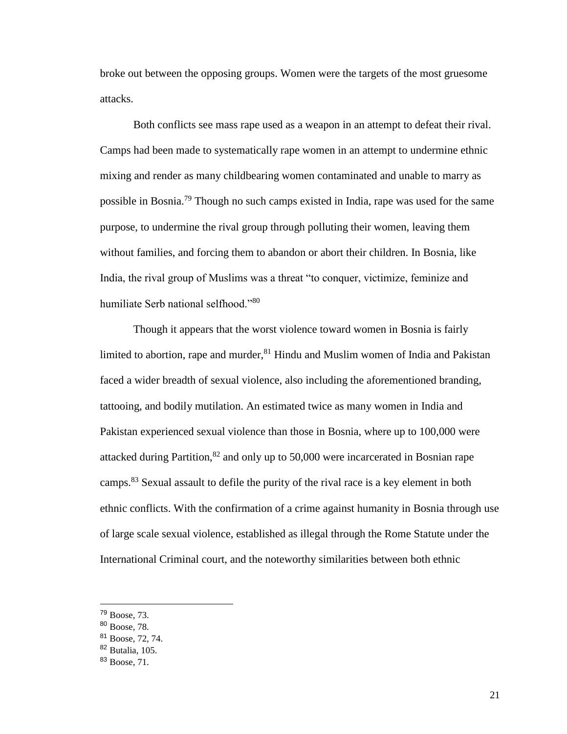broke out between the opposing groups. Women were the targets of the most gruesome attacks.

Both conflicts see mass rape used as a weapon in an attempt to defeat their rival. Camps had been made to systematically rape women in an attempt to undermine ethnic mixing and render as many childbearing women contaminated and unable to marry as possible in Bosnia.[79] Though no such camps existed in India, rape was used for the same purpose, to undermine the rival group through polluting their women, leaving them without families, and forcing them to abandon or abort their children. In Bosnia, like India, the rival group of Muslims was a threat "to conquer, victimize, feminize and humiliate Serb national selfhood."[80]

Though it appears that the worst violence toward women in Bosnia is fairly limited to abortion, rape and murder,[81] Hindu and Muslim women of India and Pakistan faced a wider breadth of sexual violence, also including the aforementioned branding, tattooing, and bodily mutilation. An estimated twice as many women in India and Pakistan experienced sexual violence than those in Bosnia, where up to 100,000 were attacked during Partition,[82] and only up to 50,000 were incarcerated in Bosnian rape camps.[83] Sexual assault to defile the purity of the rival race is a key element in both ethnic conflicts. With the confirmation of a crime against humanity in Bosnia through use of large scale sexual violence, established as illegal through the Rome Statute under the International Criminal court, and the noteworthy similarities between both ethnic

---

[79] Boose, 73.
[80] Boose, 78.
[81] Boose, 72, 74.
[82] Butalia, 105.
[83] Boose, 71.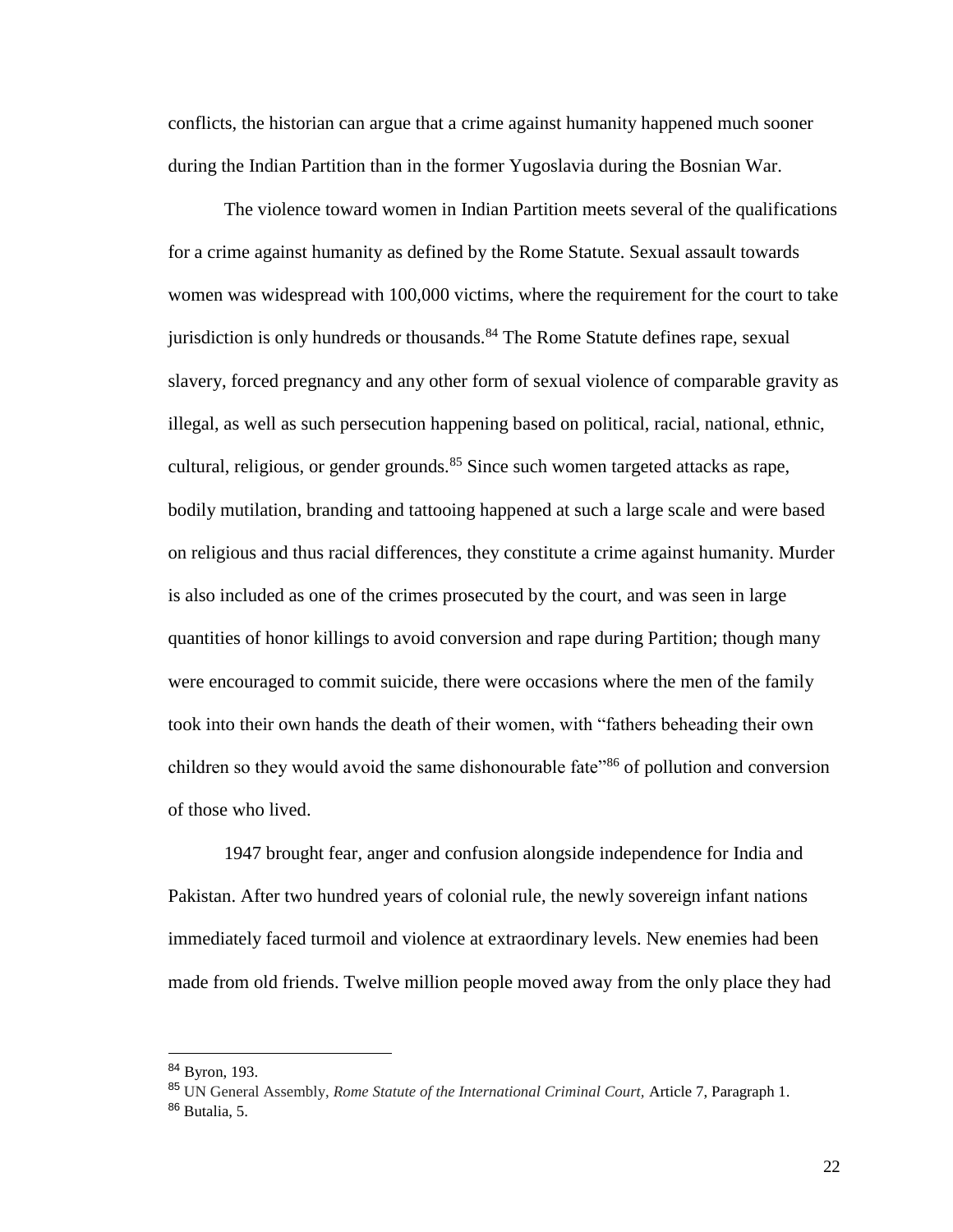conflicts, the historian can argue that a crime against humanity happened much sooner during the Indian Partition than in the former Yugoslavia during the Bosnian War.

The violence toward women in Indian Partition meets several of the qualifications for a crime against humanity as defined by the Rome Statute. Sexual assault towards women was widespread with 100,000 victims, where the requirement for the court to take jurisdiction is only hundreds or thousands.[84] The Rome Statute defines rape, sexual slavery, forced pregnancy and any other form of sexual violence of comparable gravity as illegal, as well as such persecution happening based on political, racial, national, ethnic, cultural, religious, or gender grounds.[85] Since such women targeted attacks as rape, bodily mutilation, branding and tattooing happened at such a large scale and were based on religious and thus racial differences, they constitute a crime against humanity. Murder is also included as one of the crimes prosecuted by the court, and was seen in large quantities of honor killings to avoid conversion and rape during Partition; though many were encouraged to commit suicide, there were occasions where the men of the family took into their own hands the death of their women, with "fathers beheading their own children so they would avoid the same dishonourable fate"[86] of pollution and conversion of those who lived.

1947 brought fear, anger and confusion alongside independence for India and Pakistan. After two hundred years of colonial rule, the newly sovereign infant nations immediately faced turmoil and violence at extraordinary levels. New enemies had been made from old friends. Twelve million people moved away from the only place they had

---

[84] Byron, 193.

[85] UN General Assembly, *Rome Statute of the International Criminal Court,* Article 7, Paragraph 1.

[86] Butalia, 5.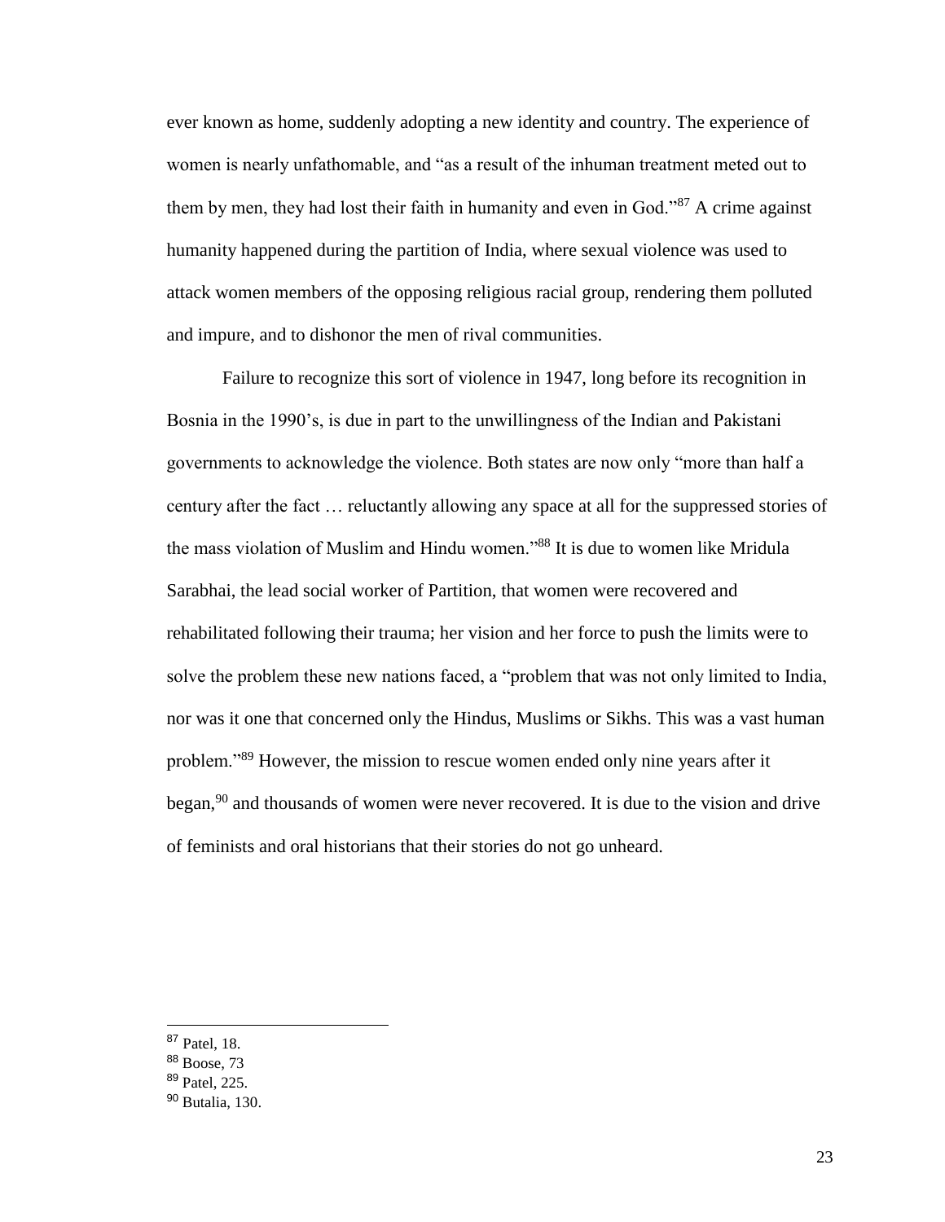ever known as home, suddenly adopting a new identity and country. The experience of women is nearly unfathomable, and "as a result of the inhuman treatment meted out to them by men, they had lost their faith in humanity and even in God."[87] A crime against humanity happened during the partition of India, where sexual violence was used to attack women members of the opposing religious racial group, rendering them polluted and impure, and to dishonor the men of rival communities.

Failure to recognize this sort of violence in 1947, long before its recognition in Bosnia in the 1990's, is due in part to the unwillingness of the Indian and Pakistani governments to acknowledge the violence. Both states are now only "more than half a century after the fact … reluctantly allowing any space at all for the suppressed stories of the mass violation of Muslim and Hindu women."[88] It is due to women like Mridula Sarabhai, the lead social worker of Partition, that women were recovered and rehabilitated following their trauma; her vision and her force to push the limits were to solve the problem these new nations faced, a "problem that was not only limited to India, nor was it one that concerned only the Hindus, Muslims or Sikhs. This was a vast human problem."[89] However, the mission to rescue women ended only nine years after it began,[90] and thousands of women were never recovered. It is due to the vision and drive of feminists and oral historians that their stories do not go unheard.

---

[87] Patel, 18.

[88] Boose, 73

[89] Patel, 225.

[90] Butalia, 130.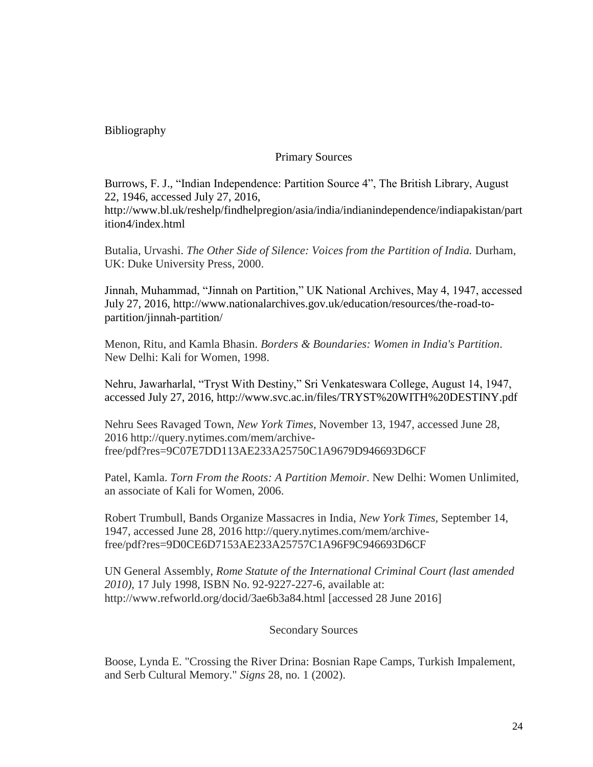# Bibliography

## Primary Sources

Burrows, F. J., "Indian Independence: Partition Source 4", The British Library, August 22, 1946, accessed July 27, 2016, http://www.bl.uk/reshelp/findhelpregion/asia/india/indianindependence/indiapakistan/partition4/index.html

Butalia, Urvashi. *The Other Side of Silence: Voices from the Partition of India.* Durham, UK: Duke University Press, 2000.

Jinnah, Muhammad, "Jinnah on Partition," UK National Archives, May 4, 1947, accessed July 27, 2016, http://www.nationalarchives.gov.uk/education/resources/the-road-to-partition/jinnah-partition/

Menon, Ritu, and Kamla Bhasin. *Borders & Boundaries: Women in India's Partition*. New Delhi: Kali for Women, 1998.

Nehru, Jawarharlal, "Tryst With Destiny," Sri Venkateswara College, August 14, 1947, accessed July 27, 2016, http://www.svc.ac.in/files/TRYST%20WITH%20DESTINY.pdf

Nehru Sees Ravaged Town, *New York Times*, November 13, 1947, accessed June 28, 2016 http://query.nytimes.com/mem/archive-free/pdf?res=9C07E7DD113AE233A25750C1A9679D946693D6CF

Patel, Kamla. *Torn From the Roots: A Partition Memoir*. New Delhi: Women Unlimited, an associate of Kali for Women, 2006.

Robert Trumbull, Bands Organize Massacres in India, *New York Times*, September 14, 1947, accessed June 28, 2016 http://query.nytimes.com/mem/archive-free/pdf?res=9D0CE6D7153AE233A25757C1A96F9C946693D6CF

UN General Assembly, *Rome Statute of the International Criminal Court (last amended 2010)*, 17 July 1998, ISBN No. 92-9227-227-6, available at: http://www.refworld.org/docid/3ae6b3a84.html [accessed 28 June 2016]

## Secondary Sources

Boose, Lynda E. "Crossing the River Drina: Bosnian Rape Camps, Turkish Impalement, and Serb Cultural Memory." *Signs* 28, no. 1 (2002).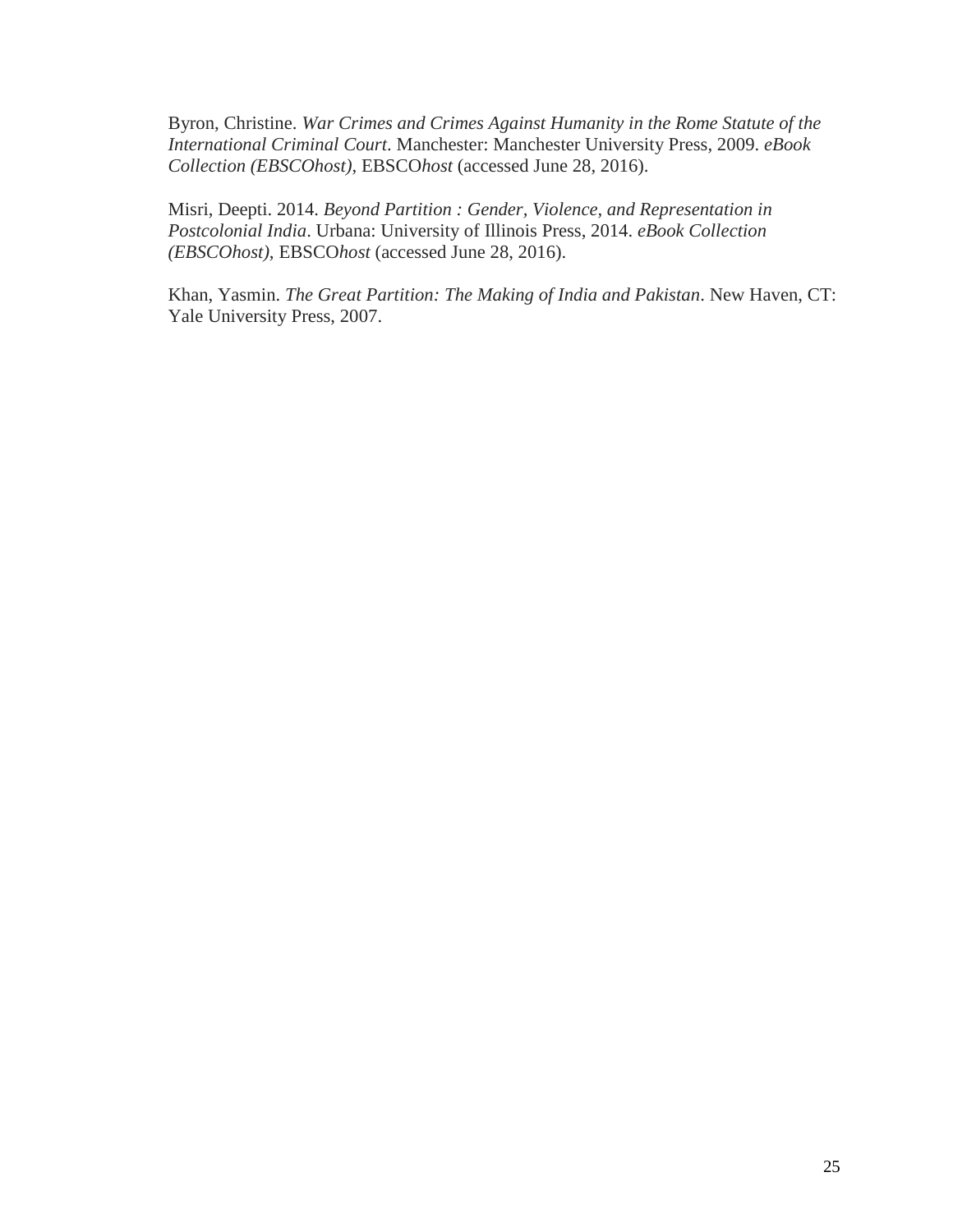Byron, Christine. *War Crimes and Crimes Against Humanity in the Rome Statute of the International Criminal Court*. Manchester: Manchester University Press, 2009. *eBook Collection (EBSCOhost)*, EBSCO*host* (accessed June 28, 2016).

Misri, Deepti. 2014. *Beyond Partition : Gender, Violence, and Representation in Postcolonial India*. Urbana: University of Illinois Press, 2014. *eBook Collection (EBSCOhost)*, EBSCO*host* (accessed June 28, 2016).

Khan, Yasmin. *The Great Partition: The Making of India and Pakistan*. New Haven, CT: Yale University Press, 2007.